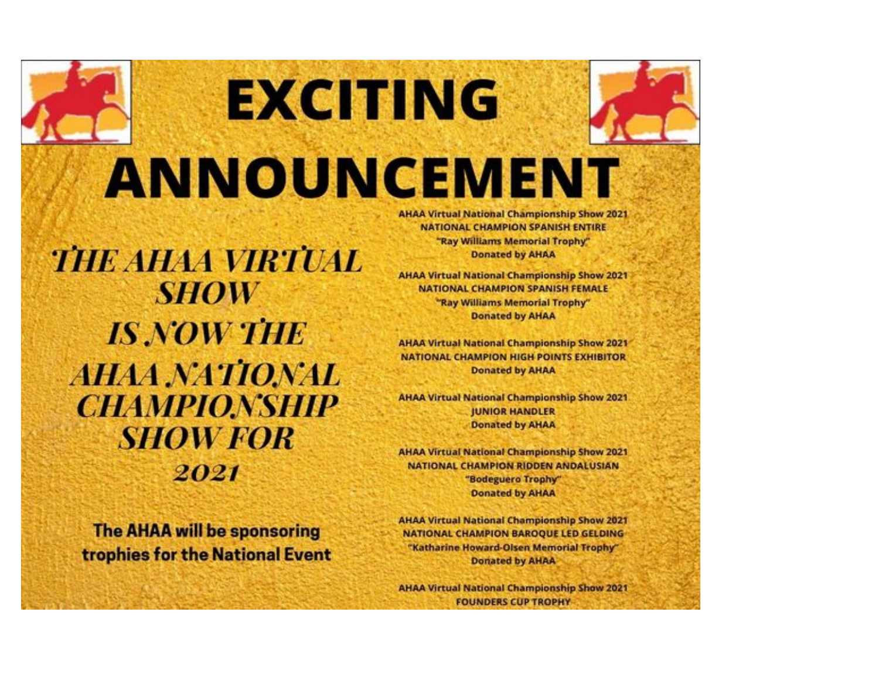# EXCITING ANNOUNCEMENT

***THE AHAA VIRTUAL SHOW IS NOW THE AHAA NATIONAL CHAMPIONSHIP SHOW FOR 2021***

**The AHAA will be sponsoring trophies for the National Event**

**AHAA Virtual National Championship Show 2021**
**NATIONAL CHAMPION SPANISH ENTIRE**
**"Ray Williams Memorial Trophy"**
**Donated by AHAA**

**AHAA Virtual National Championship Show 2021**
**NATIONAL CHAMPION SPANISH FEMALE**
**"Ray Williams Memorial Trophy"**
**Donated by AHAA**

**AHAA Virtual National Championship Show 2021**
**NATIONAL CHAMPION HIGH POINTS EXHIBITOR**
**Donated by AHAA**

**AHAA Virtual National Championship Show 2021**
**JUNIOR HANDLER**
**Donated by AHAA**

**AHAA Virtual National Championship Show 2021**
**NATIONAL CHAMPION RIDDEN ANDALUSIAN**
**"Bodeguero Trophy"**
**Donated by AHAA**

**AHAA Virtual National Championship Show 2021**
**NATIONAL CHAMPION BAROQUE LED GELDING**
**"Katharine Howard-Olsen Memorial Trophy"**
**Donated by AHAA**

**AHAA Virtual National Championship Show 2021**
**FOUNDERS CUP TROPHY**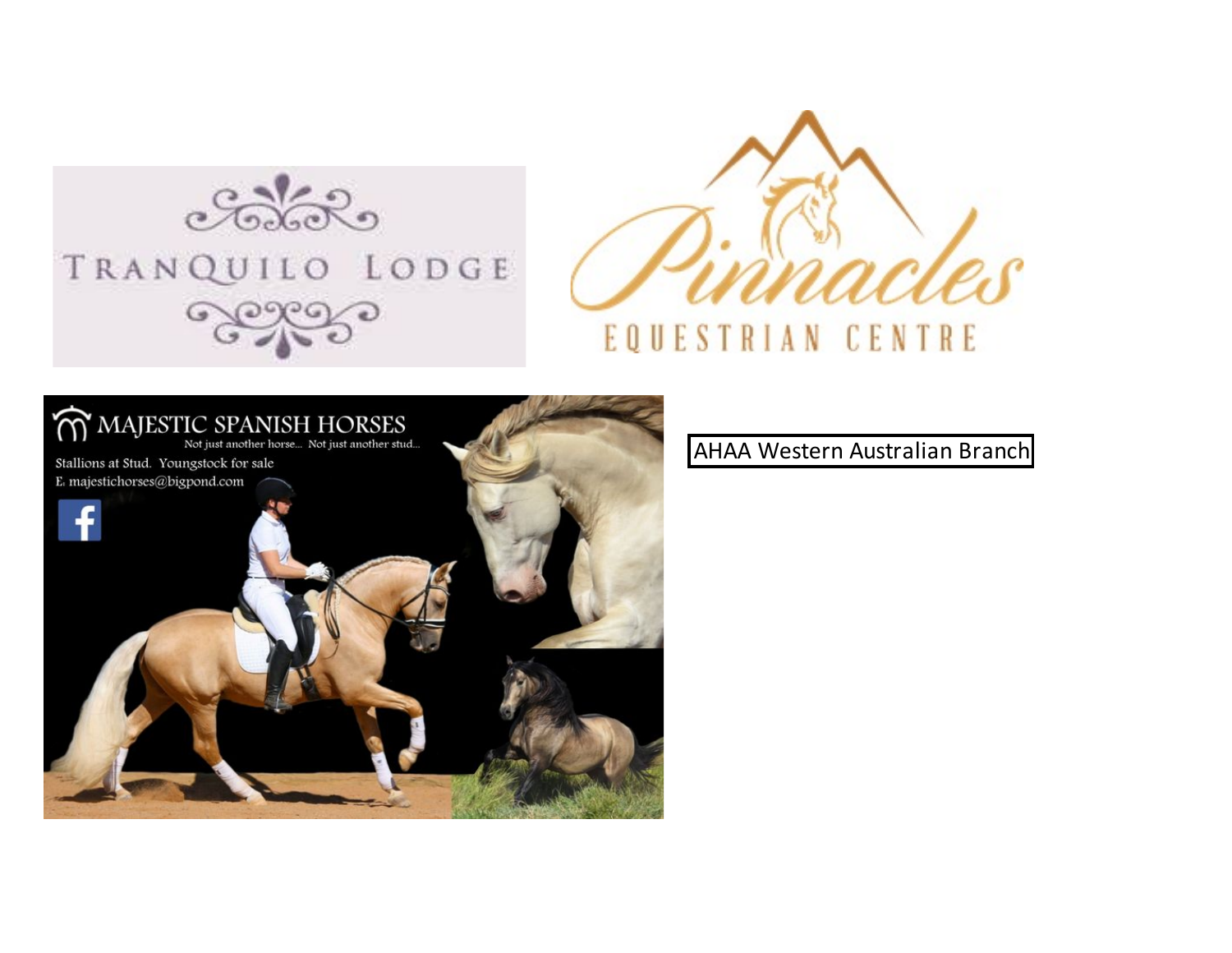TRANQUILO LODGE

Pinnacles

EQUESTRIAN CENTRE

MAJESTIC SPANISH HORSES

Not just another horse... Not just another stud...

Stallions at Stud. Youngstock for sale

E. majestichorses@bigpond.com

AHAA Western Australian Branch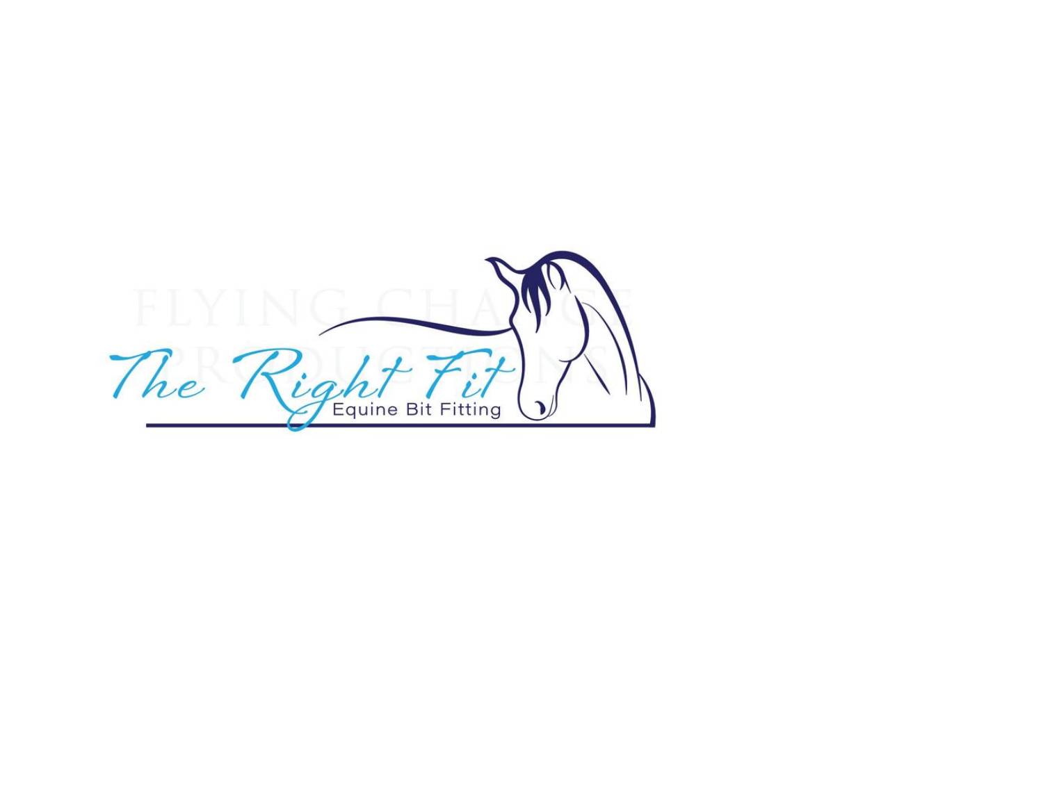The Right Fit

Equine Bit Fitting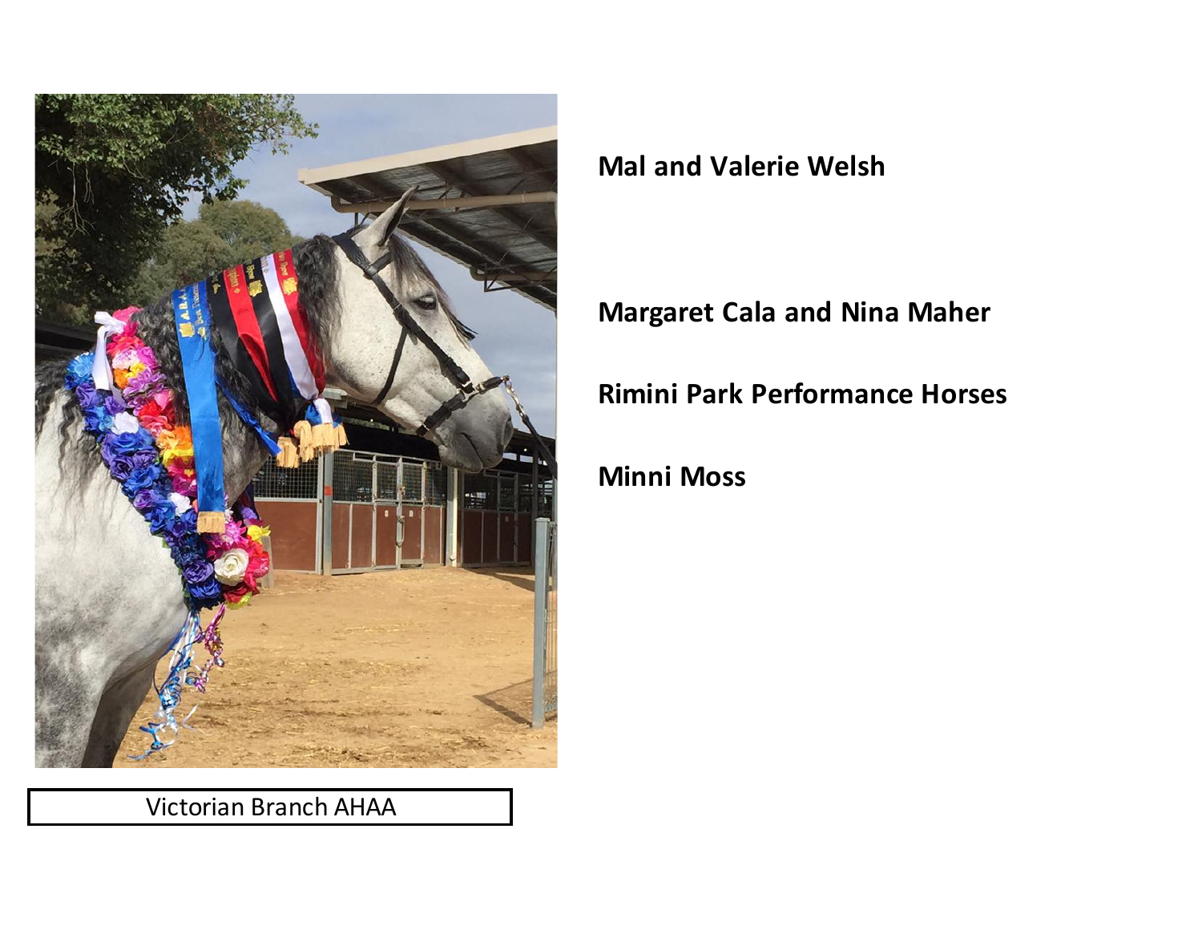**Mal and Valerie Welsh**

**Margaret Cala and Nina Maher**

**Rimini Park Performance Horses**

**Minni Moss**

Victorian Branch AHAA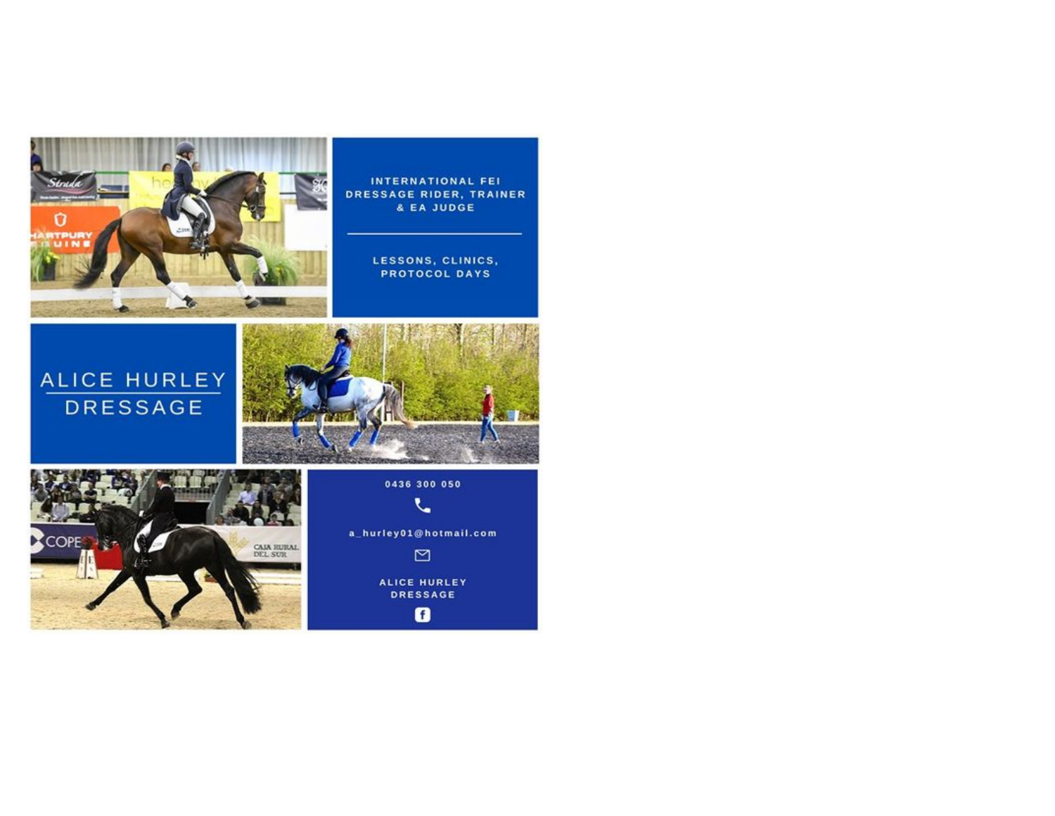INTERNATIONAL FEI DRESSAGE RIDER, TRAINER & EA JUDGE

LESSONS, CLINICS, PROTOCOL DAYS

# ALICE HURLEY DRESSAGE

0436 300 050

a_hurley01@hotmail.com

ALICE HURLEY DRESSAGE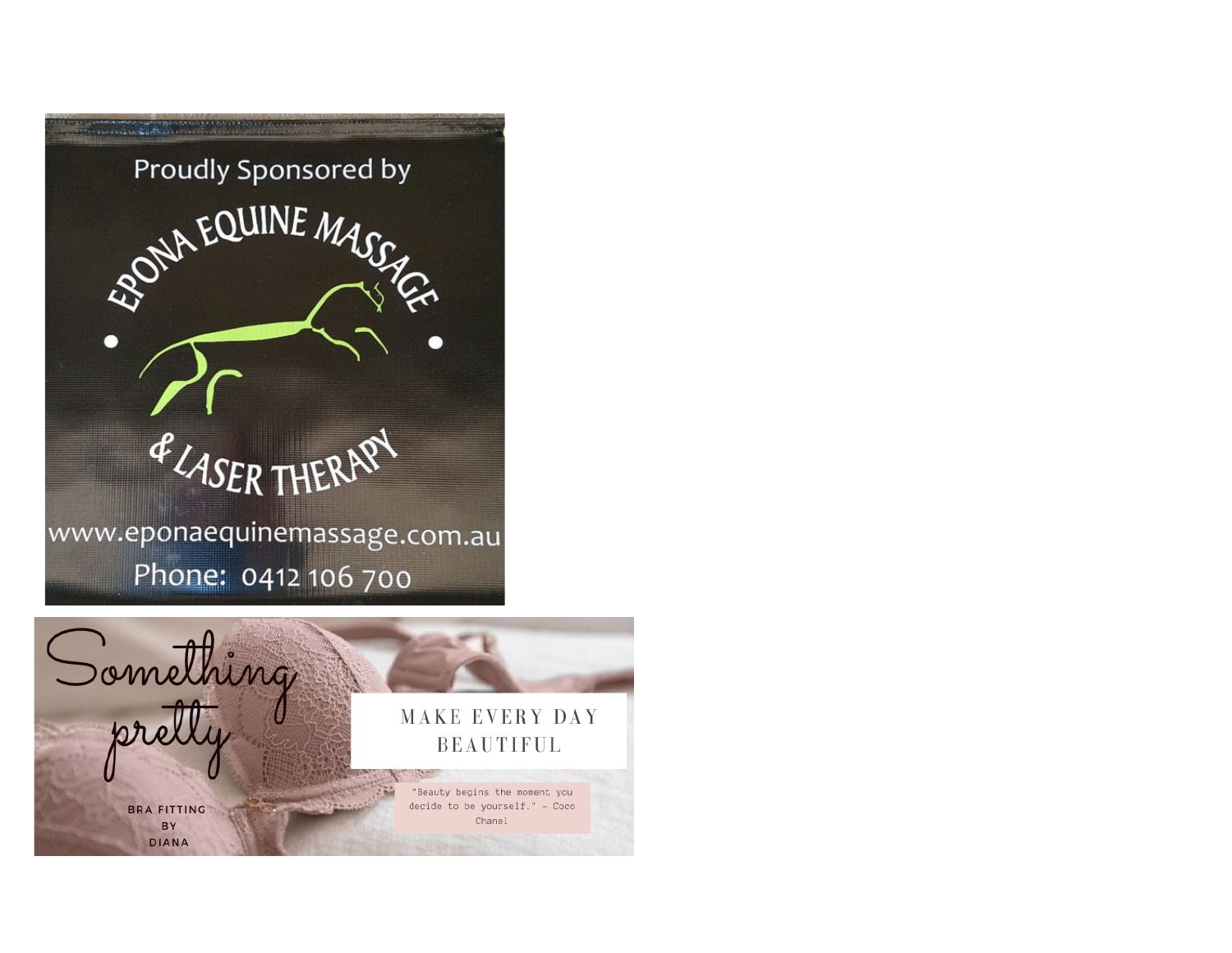Proudly Sponsored by

EPONA EQUINE MASSAGE & LASER THERAPY

www.eponaequinemassage.com.au

Phone: 0412 106 700

Something pretty

BRA FITTING BY DIANA

MAKE EVERY DAY BEAUTIFUL

"Beauty begins the moment you decide to be yourself." - Coco Chanel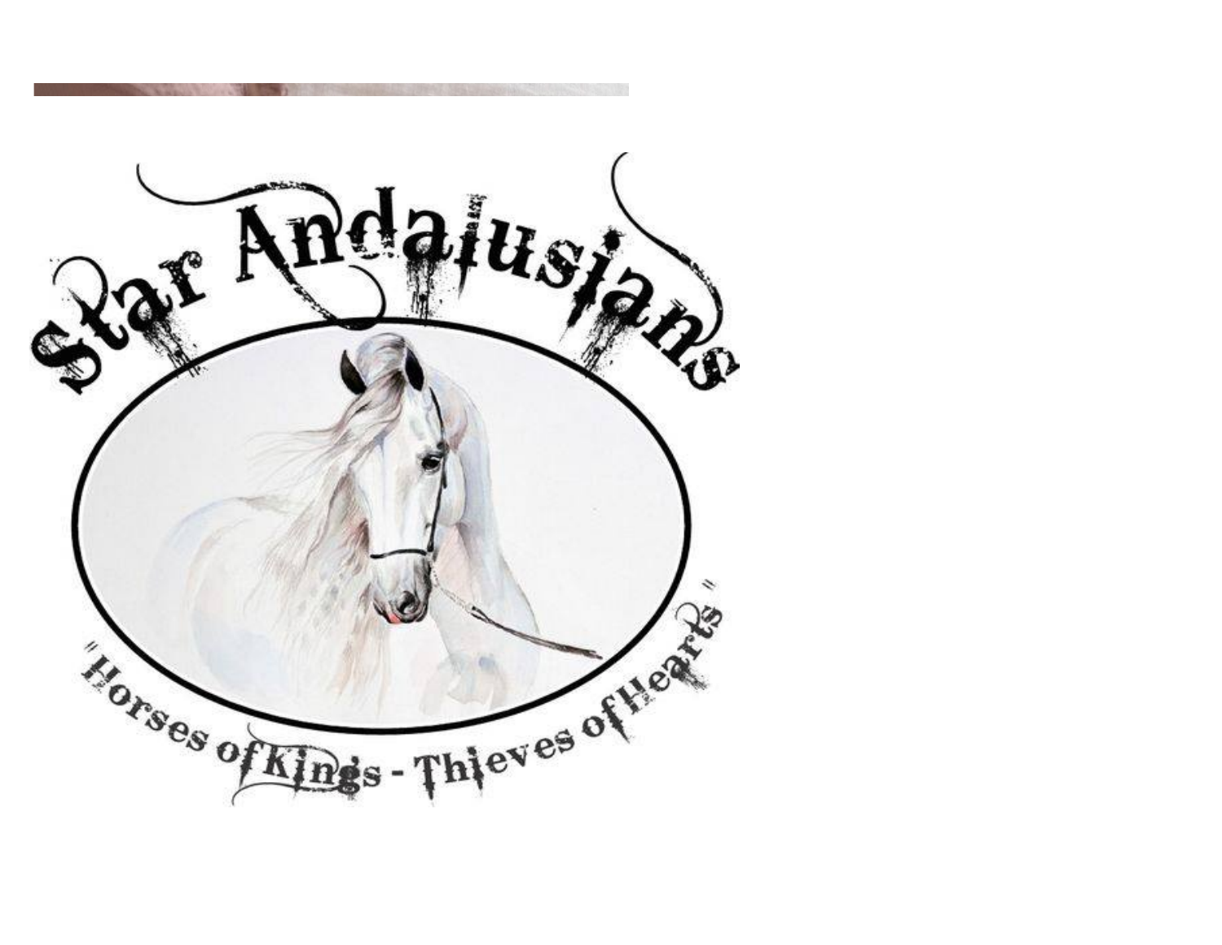# Star Andalusians

"Horses of Kings - Thieves of Hearts"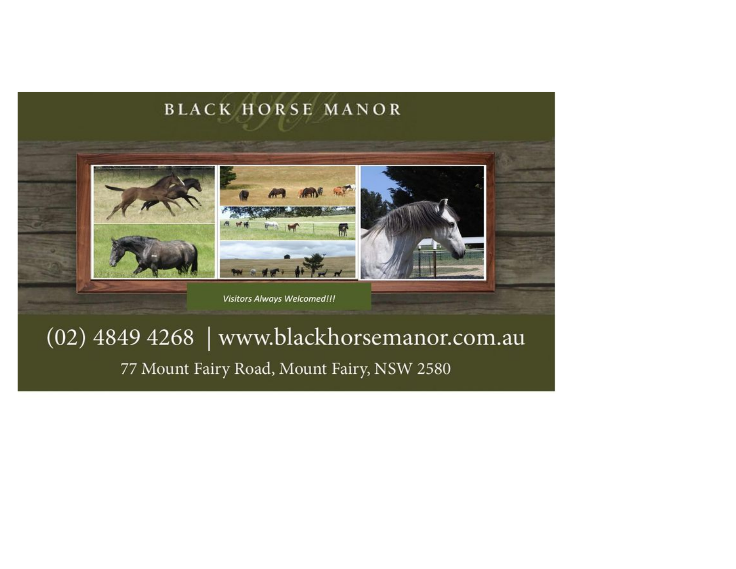# BLACK HORSE MANOR

*Visitors Always Welcomed!!!*

(02) 4849 4268 | www.blackhorsemanor.com.au

77 Mount Fairy Road, Mount Fairy, NSW 2580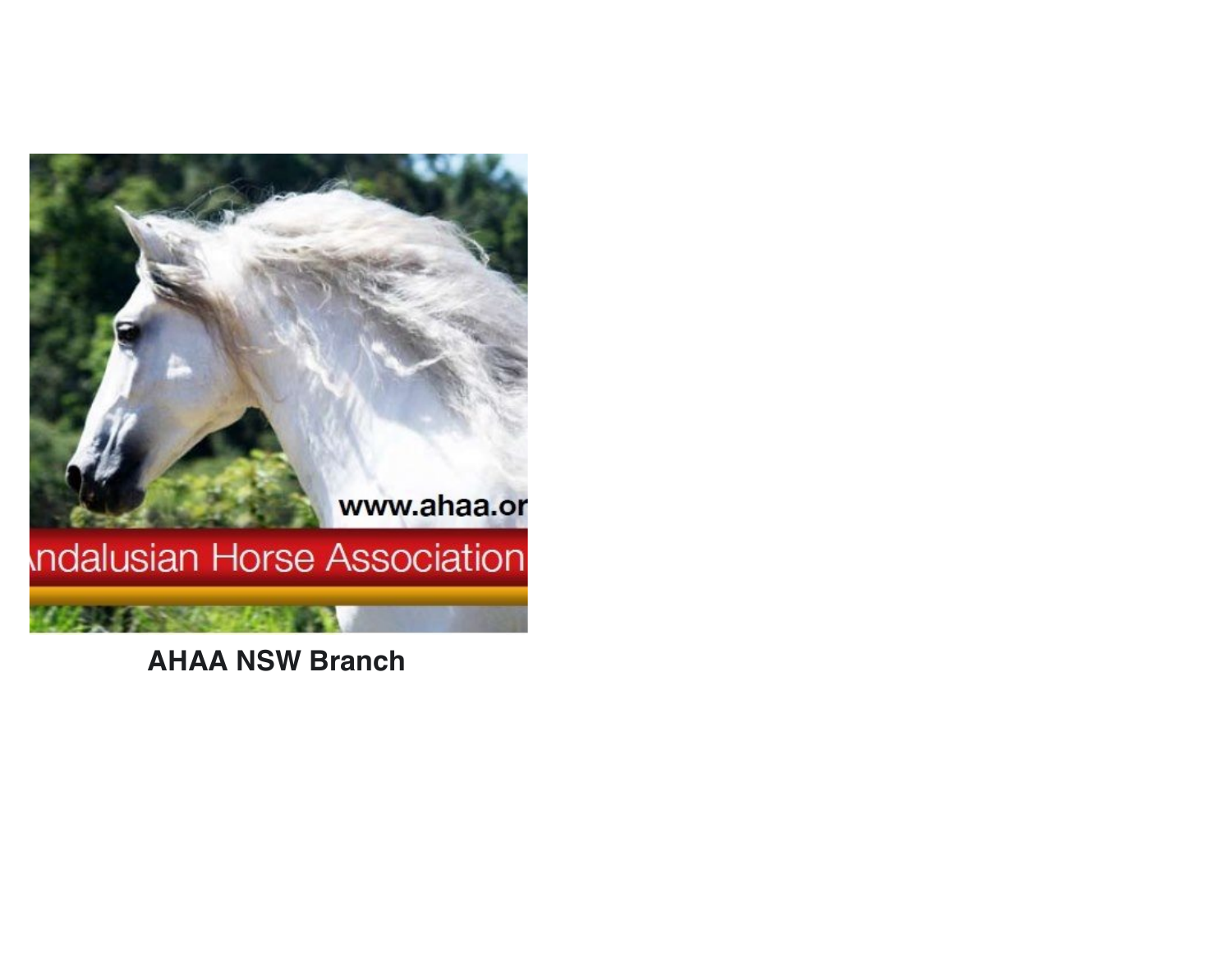**AHAA NSW Branch**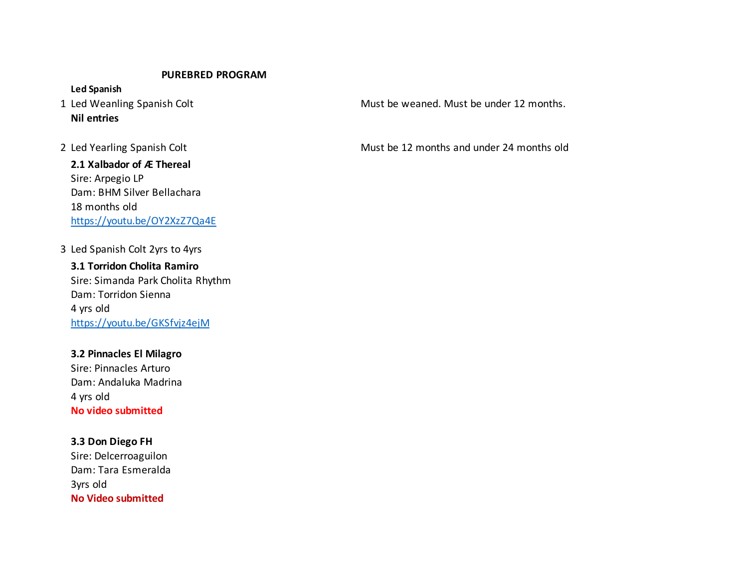## PUREBRED PROGRAM

**Led Spanish**

1 Led Weanling Spanish Colt — Must be weaned. Must be under 12 months.

**Nil entries**

2 Led Yearling Spanish Colt — Must be 12 months and under 24 months old

**2.1 Xalbador of Æ Thereal**
Sire: Arpegio LP
Dam: BHM Silver Bellachara
18 months old
https://youtu.be/OY2XzZ7Qa4E

3 Led Spanish Colt 2yrs to 4yrs

**3.1 Torridon Cholita Ramiro**
Sire: Simanda Park Cholita Rhythm
Dam: Torridon Sienna
4 yrs old
https://youtu.be/GKSfvjz4ejM

**3.2 Pinnacles El Milagro**
Sire: Pinnacles Arturo
Dam: Andaluka Madrina
4 yrs old
**No video submitted**

**3.3 Don Diego FH**
Sire: Delcerroaguilon
Dam: Tara Esmeralda
3yrs old
**No Video submitted**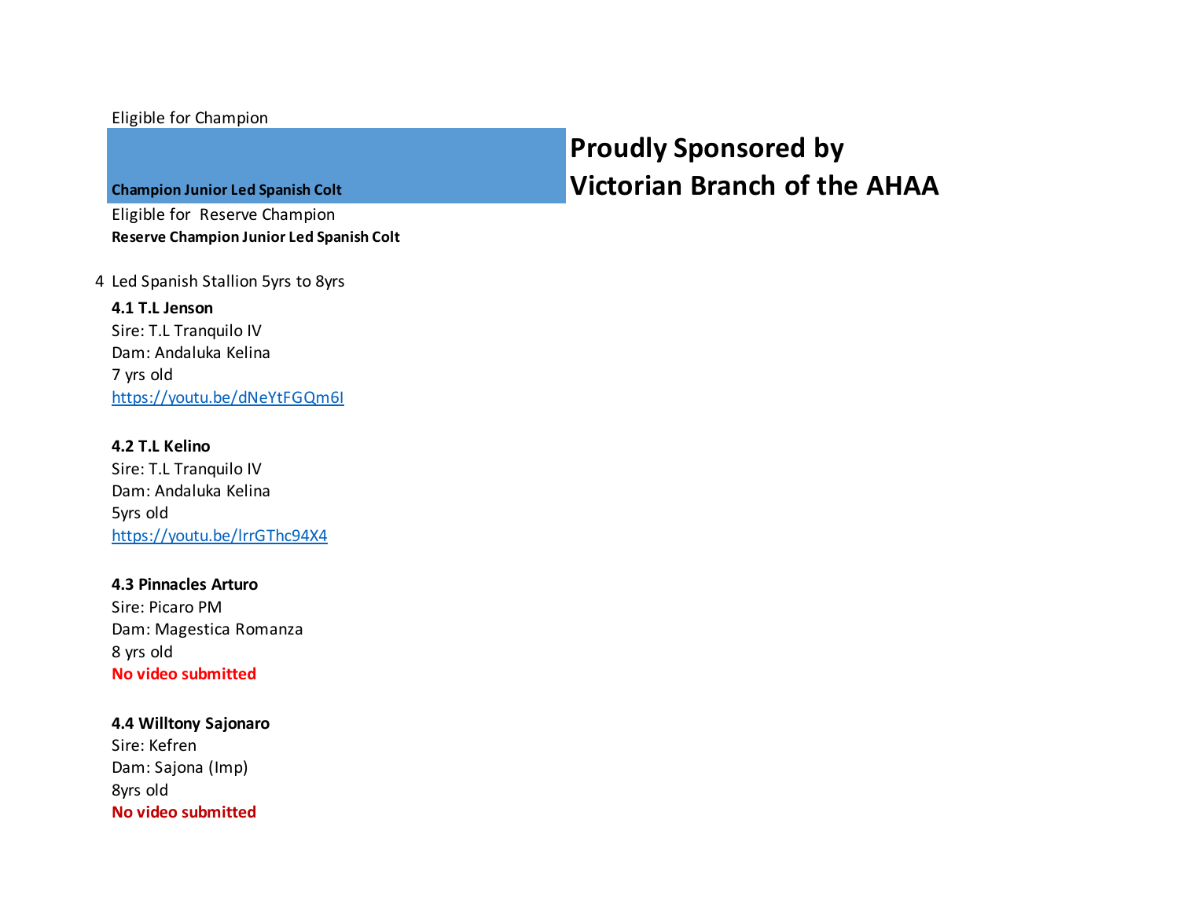Eligible for Champion

**Champion Junior Led Spanish Colt**

## Proudly Sponsored by Victorian Branch of the AHAA

Eligible for Reserve Champion

**Reserve Champion Junior Led Spanish Colt**

4 Led Spanish Stallion 5yrs to 8yrs

**4.1 T.L Jenson**
Sire: T.L Tranquilo IV
Dam: Andaluka Kelina
7 yrs old
https://youtu.be/dNeYtFGQm6I

**4.2 T.L Kelino**
Sire: T.L Tranquilo IV
Dam: Andaluka Kelina
5yrs old
https://youtu.be/lrrGThc94X4

**4.3 Pinnacles Arturo**
Sire: Picaro PM
Dam: Magestica Romanza
8 yrs old
**No video submitted**

**4.4 Willtony Sajonaro**
Sire: Kefren
Dam: Sajona (Imp)
8yrs old
**No video submitted**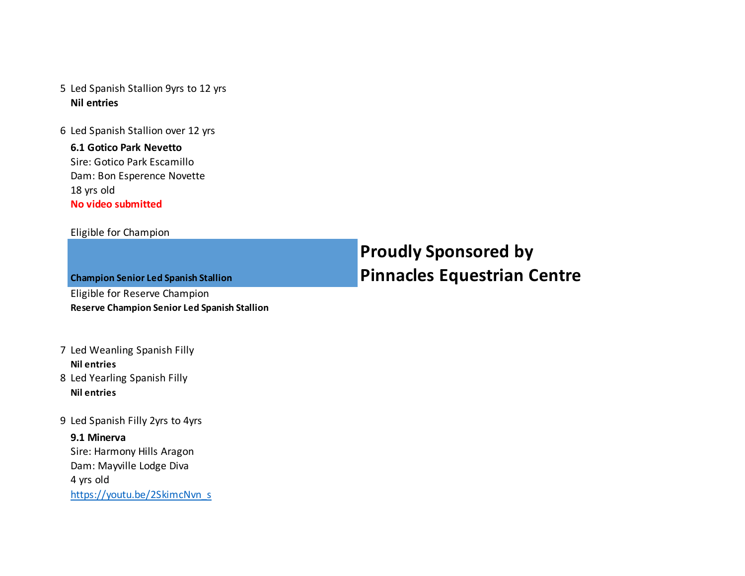5 Led Spanish Stallion 9yrs to 12 yrs

**Nil entries**

6 Led Spanish Stallion over 12 yrs

**6.1 Gotico Park Nevetto**
Sire: Gotico Park Escamillo
Dam: Bon Esperence Novette
18 yrs old
**No video submitted**

Eligible for Champion

**Champion Senior Led Spanish Stallion**

**Proudly Sponsored by Pinnacles Equestrian Centre**

Eligible for Reserve Champion

**Reserve Champion Senior Led Spanish Stallion**

7 Led Weanling Spanish Filly

**Nil entries**

8 Led Yearling Spanish Filly

**Nil entries**

9 Led Spanish Filly 2yrs to 4yrs

**9.1 Minerva**
Sire: Harmony Hills Aragon
Dam: Mayville Lodge Diva
4 yrs old
https://youtu.be/2SkimcNvn_s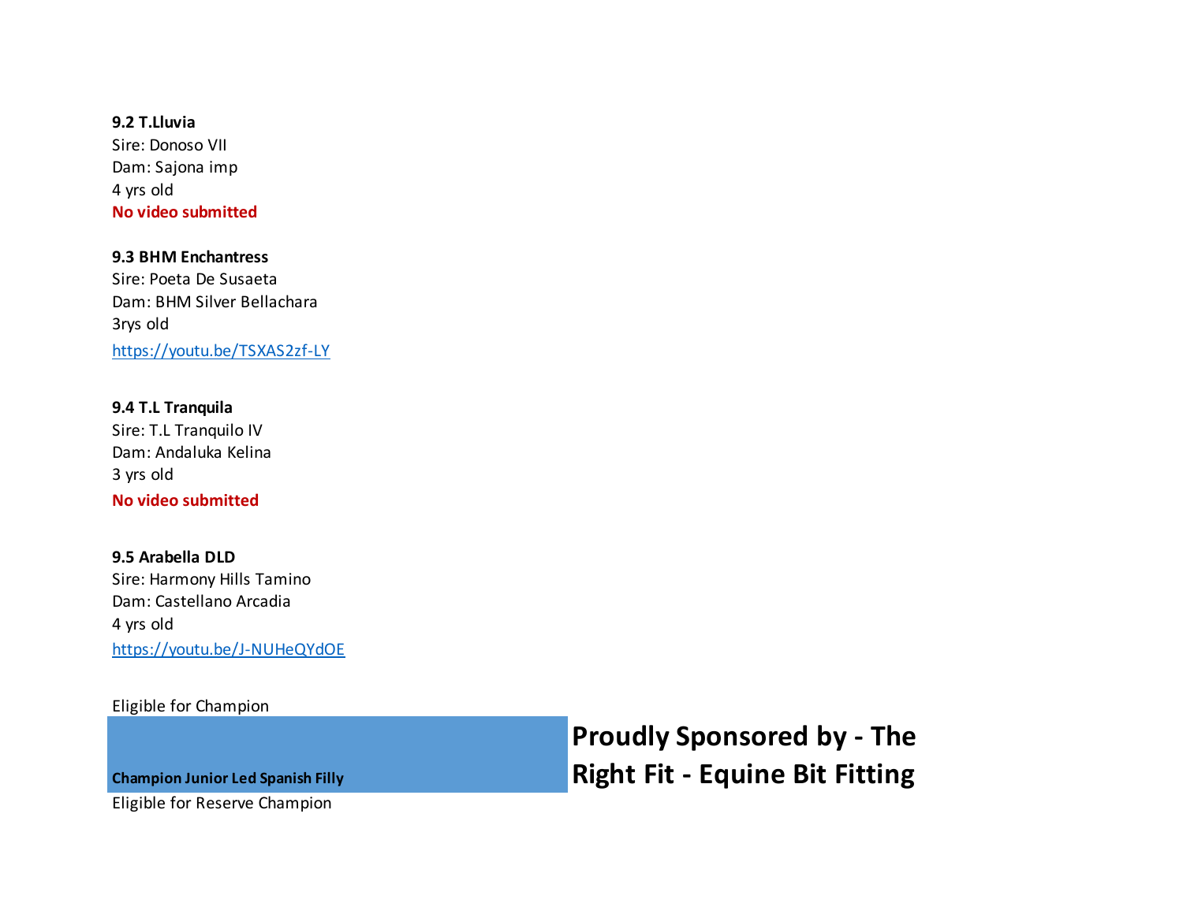**9.2 T.Lluvia**
Sire: Donoso VII
Dam: Sajona imp
4 yrs old
**No video submitted**

**9.3 BHM Enchantress**
Sire: Poeta De Susaeta
Dam: BHM Silver Bellachara
3rys old
https://youtu.be/TSXAS2zf-LY

**9.4 T.L Tranquila**
Sire: T.L Tranquilo IV
Dam: Andaluka Kelina
3 yrs old
**No video submitted**

**9.5 Arabella DLD**
Sire: Harmony Hills Tamino
Dam: Castellano Arcadia
4 yrs old
https://youtu.be/J-NUHeQYdOE

Eligible for Champion

**Champion Junior Led Spanish Filly**

**Proudly Sponsored by - The Right Fit - Equine Bit Fitting**

Eligible for Reserve Champion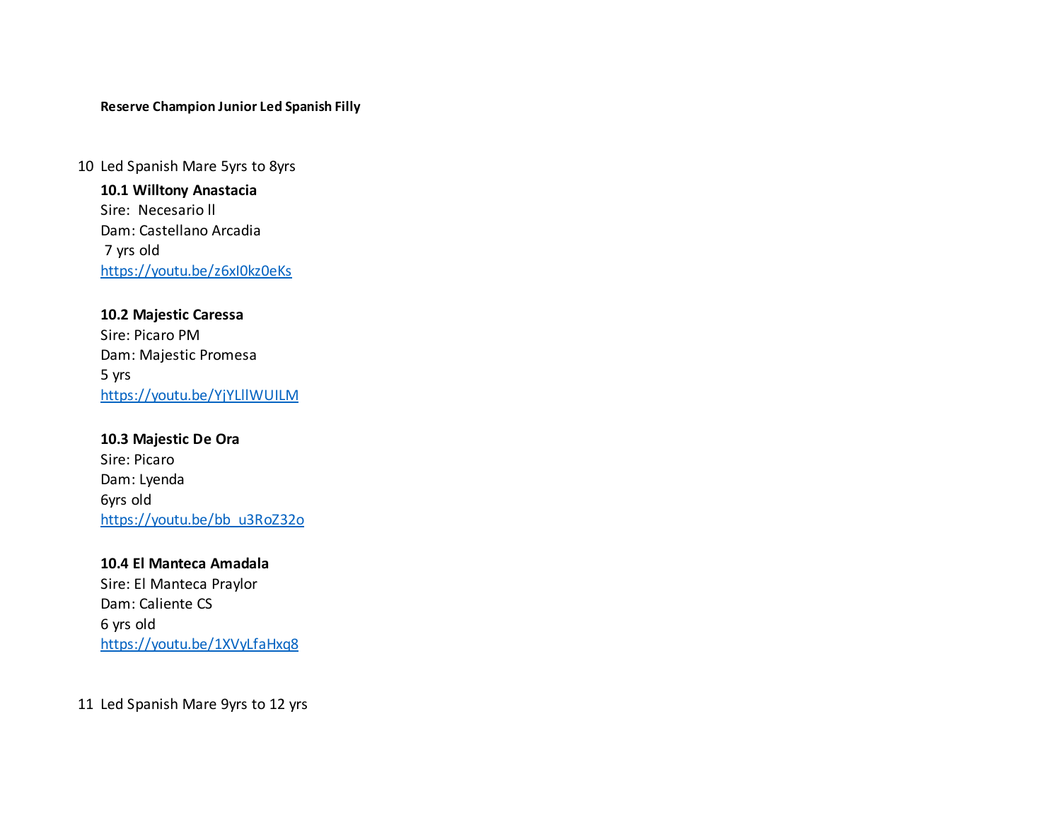**Reserve Champion Junior Led Spanish Filly**

10 Led Spanish Mare 5yrs to 8yrs

**10.1 Willtony Anastacia**
Sire: Necesario ll
Dam: Castellano Arcadia
7 yrs old
https://youtu.be/z6xI0kz0eKs

**10.2 Majestic Caressa**
Sire: Picaro PM
Dam: Majestic Promesa
5 yrs
https://youtu.be/YjYLlIWUILM

**10.3 Majestic De Ora**
Sire: Picaro
Dam: Lyenda
6yrs old
https://youtu.be/bb_u3RoZ32o

**10.4 El Manteca Amadala**
Sire: El Manteca Praylor
Dam: Caliente CS
6 yrs old
https://youtu.be/1XVyLfaHxq8

11 Led Spanish Mare 9yrs to 12 yrs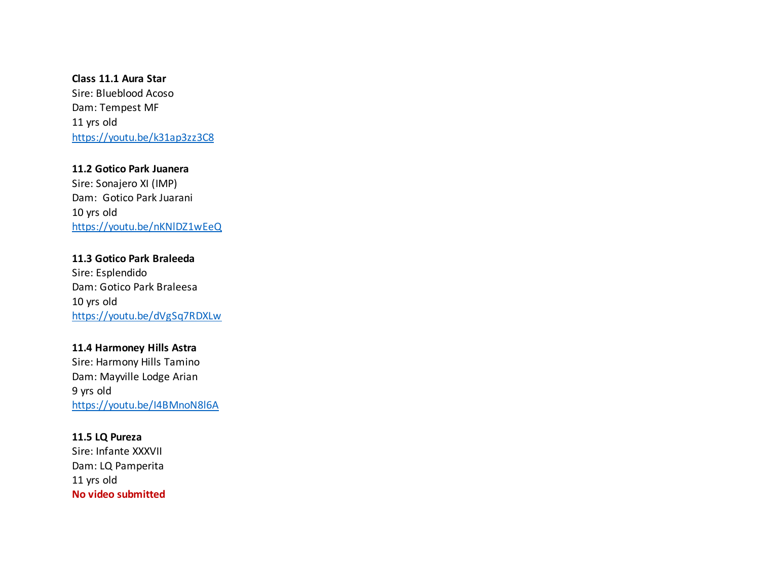**Class 11.1 Aura Star**
Sire: Blueblood Acoso
Dam: Tempest MF
11 yrs old
https://youtu.be/k31ap3zz3C8

**11.2 Gotico Park Juanera**
Sire: Sonajero XI (IMP)
Dam:  Gotico Park Juarani
10 yrs old
https://youtu.be/nKNlDZ1wEeQ

**11.3 Gotico Park Braleeda**
Sire: Esplendido
Dam: Gotico Park Braleesa
10 yrs old
https://youtu.be/dVgSq7RDXLw

**11.4 Harmoney Hills Astra**
Sire: Harmony Hills Tamino
Dam: Mayville Lodge Arian
9 yrs old
https://youtu.be/I4BMnoN8l6A

**11.5 LQ Pureza**
Sire: Infante XXXVII
Dam: LQ Pamperita
11 yrs old
**No video submitted**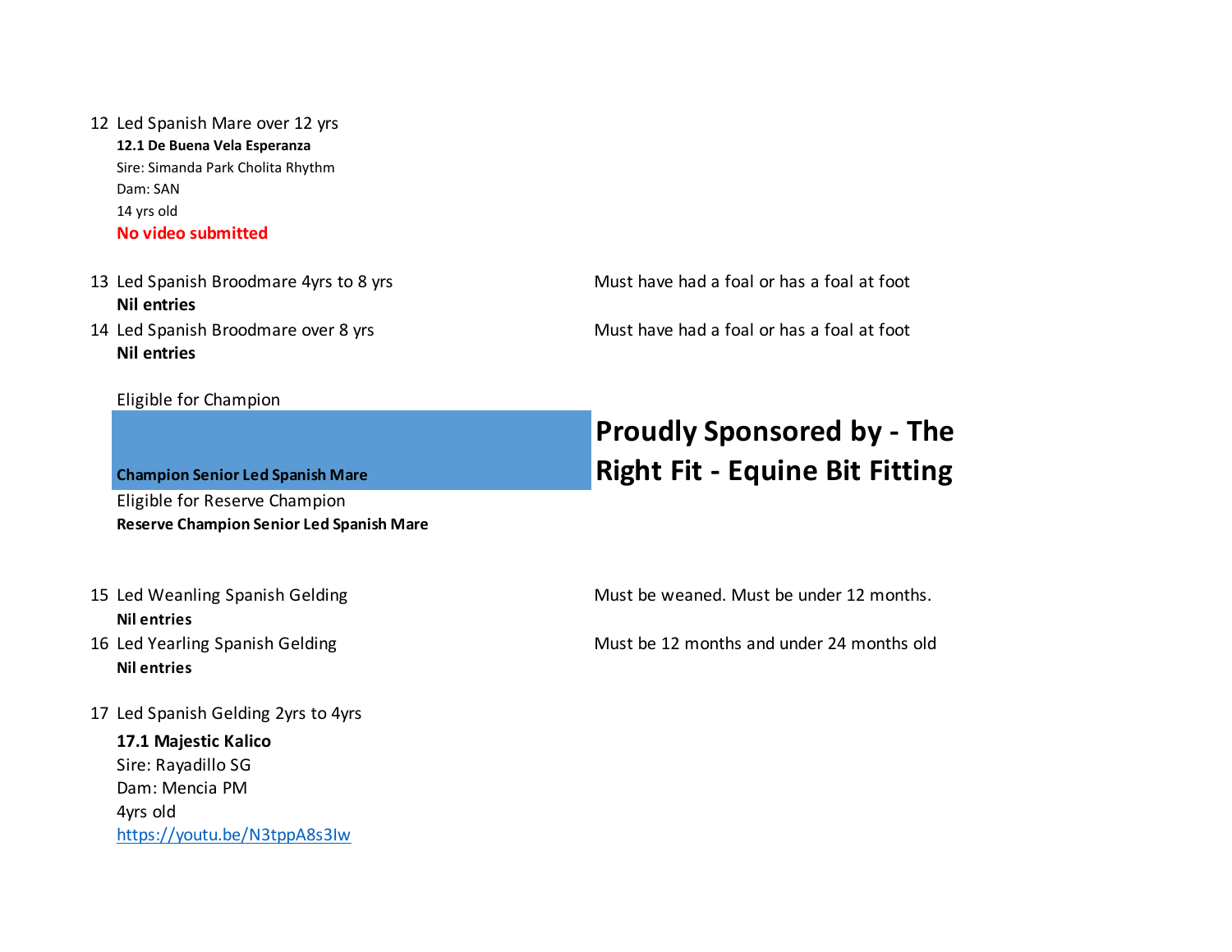12 Led Spanish Mare over 12 yrs

**12.1 De Buena Vela Esperanza**
Sire: Simanda Park Cholita Rhythm
Dam: SAN
14 yrs old
**No video submitted**

13 Led Spanish Broodmare 4yrs to 8 yrs — Must have had a foal or has a foal at foot

**Nil entries**

14 Led Spanish Broodmare over 8 yrs — Must have had a foal or has a foal at foot

**Nil entries**

Eligible for Champion

**Champion Senior Led Spanish Mare**

**Proudly Sponsored by - The Right Fit - Equine Bit Fitting**

Eligible for Reserve Champion

**Reserve Champion Senior Led Spanish Mare**

15 Led Weanling Spanish Gelding — Must be weaned. Must be under 12 months.

**Nil entries**

16 Led Yearling Spanish Gelding — Must be 12 months and under 24 months old

**Nil entries**

17 Led Spanish Gelding 2yrs to 4yrs

**17.1 Majestic Kalico**
Sire: Rayadillo SG
Dam: Mencia PM
4yrs old
https://youtu.be/N3tppA8s3Iw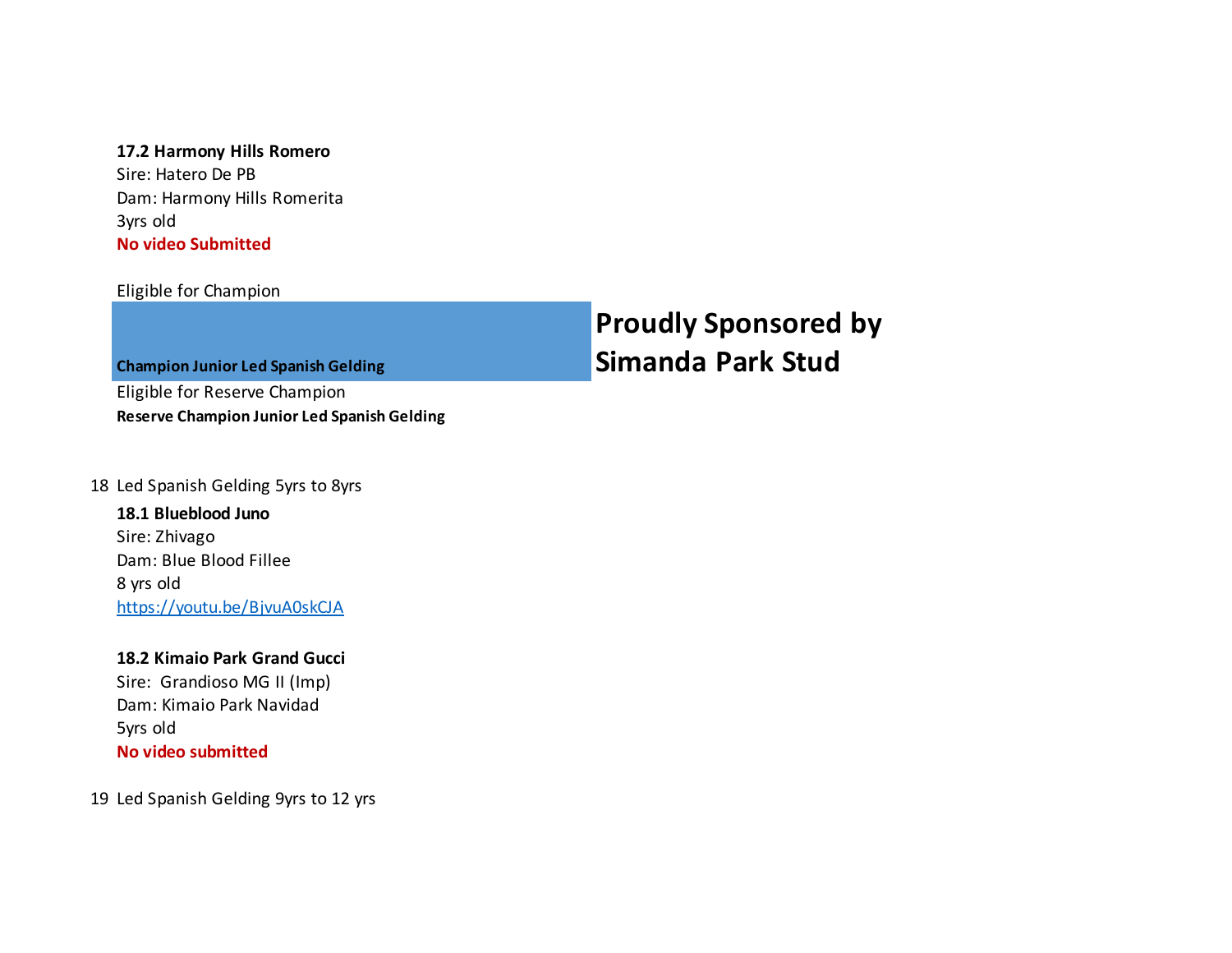**17.2 Harmony Hills Romero**
Sire: Hatero De PB
Dam: Harmony Hills Romerita
3yrs old
**No video Submitted**

Eligible for Champion

**Champion Junior Led Spanish Gelding**

**Proudly Sponsored by Simanda Park Stud**

Eligible for Reserve Champion
**Reserve Champion Junior Led Spanish Gelding**

18 Led Spanish Gelding 5yrs to 8yrs

**18.1 Blueblood Juno**
Sire: Zhivago
Dam: Blue Blood Fillee
8 yrs old
[https://youtu.be/BjvuA0skCJA](https://youtu.be/BjvuA0skCJA)

**18.2 Kimaio Park Grand Gucci**
Sire: Grandioso MG II (Imp)
Dam: Kimaio Park Navidad
5yrs old
**No video submitted**

19 Led Spanish Gelding 9yrs to 12 yrs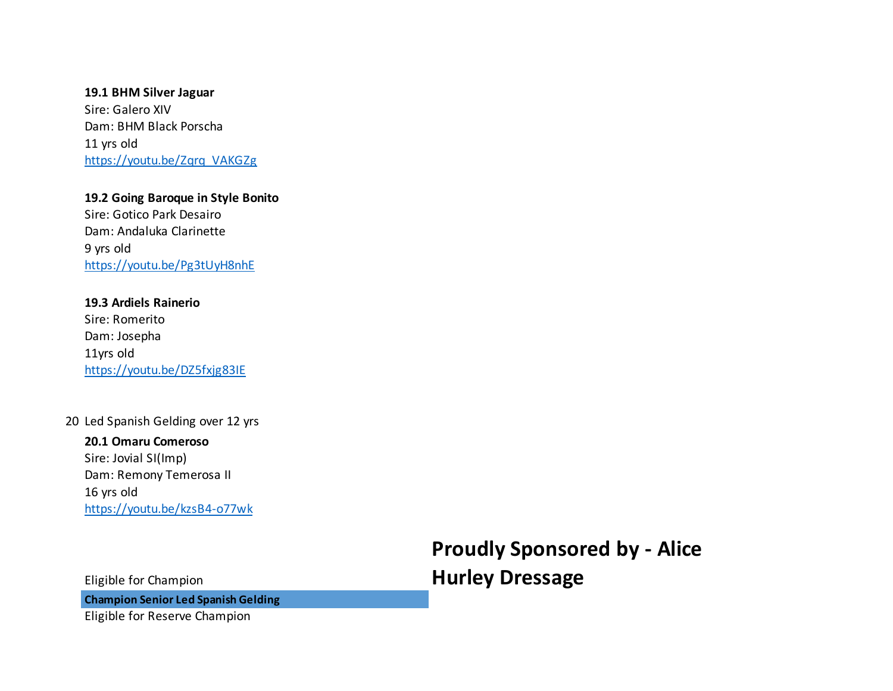**19.1 BHM Silver Jaguar**
Sire: Galero XIV
Dam: BHM Black Porscha
11 yrs old
https://youtu.be/Zqrq_VAKGZg

**19.2 Going Baroque in Style Bonito**
Sire: Gotico Park Desairo
Dam: Andaluka Clarinette
9 yrs old
https://youtu.be/Pg3tUyH8nhE

**19.3 Ardiels Rainerio**
Sire: Romerito
Dam: Josepha
11yrs old
https://youtu.be/DZ5fxjg83IE

20 Led Spanish Gelding over 12 yrs

**20.1 Omaru Comeroso**
Sire: Jovial SI(Imp)
Dam: Remony Temerosa II
16 yrs old
https://youtu.be/kzsB4-o77wk

Eligible for Champion

**Champion Senior Led Spanish Gelding**

Eligible for Reserve Champion

**Proudly Sponsored by - Alice Hurley Dressage**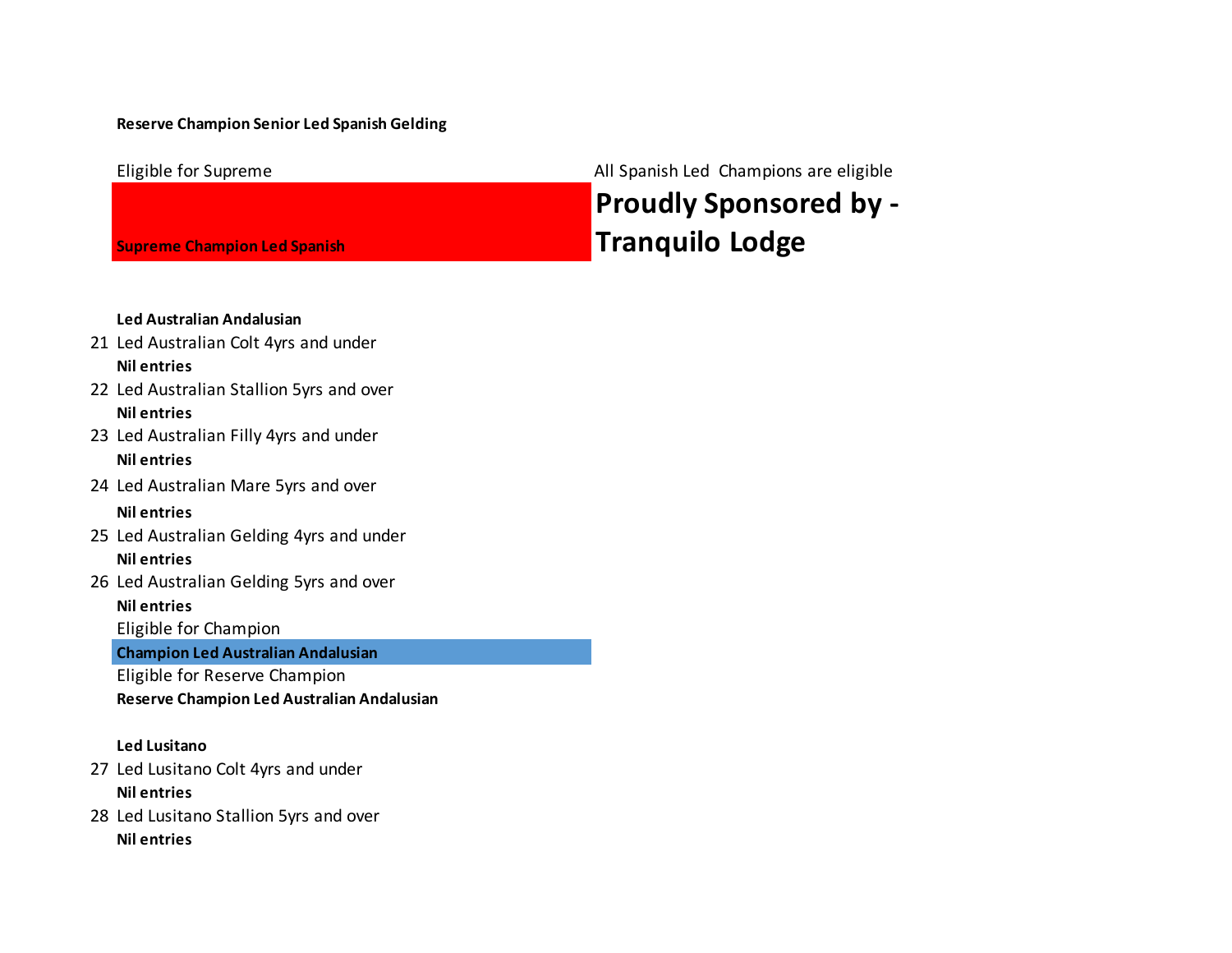**Reserve Champion Senior Led Spanish Gelding**

Eligible for Supreme

All Spanish Led Champions are eligible

**Supreme Champion Led Spanish**

## Proudly Sponsored by - Tranquilo Lodge

**Led Australian Andalusian**

21 Led Australian Colt 4yrs and under

**Nil entries**

22 Led Australian Stallion 5yrs and over

**Nil entries**

23 Led Australian Filly 4yrs and under

**Nil entries**

24 Led Australian Mare 5yrs and over

**Nil entries**

25 Led Australian Gelding 4yrs and under

**Nil entries**

26 Led Australian Gelding 5yrs and over

**Nil entries**

Eligible for Champion

**Champion Led Australian Andalusian**

Eligible for Reserve Champion

**Reserve Champion Led Australian Andalusian**

**Led Lusitano**

27 Led Lusitano Colt 4yrs and under

**Nil entries**

28 Led Lusitano Stallion 5yrs and over

**Nil entries**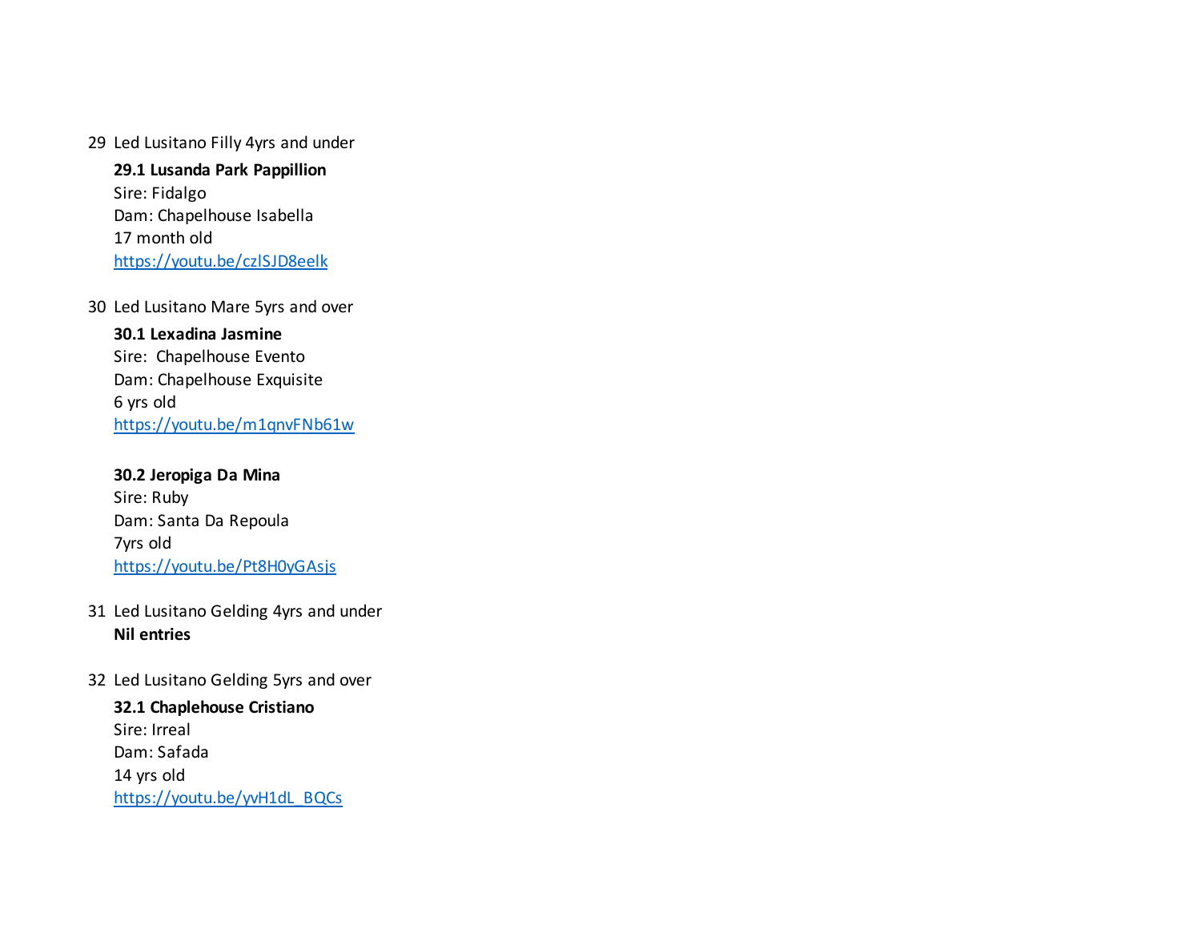29 Led Lusitano Filly 4yrs and under

**29.1 Lusanda Park Pappillion**
Sire: Fidalgo
Dam: Chapelhouse Isabella
17 month old
https://youtu.be/czlSJD8eelk

30 Led Lusitano Mare 5yrs and over

**30.1 Lexadina Jasmine**
Sire:  Chapelhouse Evento
Dam: Chapelhouse Exquisite
6 yrs old
https://youtu.be/m1qnvFNb61w

**30.2 Jeropiga Da Mina**
Sire: Ruby
Dam: Santa Da Repoula
7yrs old
https://youtu.be/Pt8H0yGAsjs

31 Led Lusitano Gelding 4yrs and under
**Nil entries**

32 Led Lusitano Gelding 5yrs and over

**32.1 Chaplehouse Cristiano**
Sire: Irreal
Dam: Safada
14 yrs old
https://youtu.be/yvH1dL_BQCs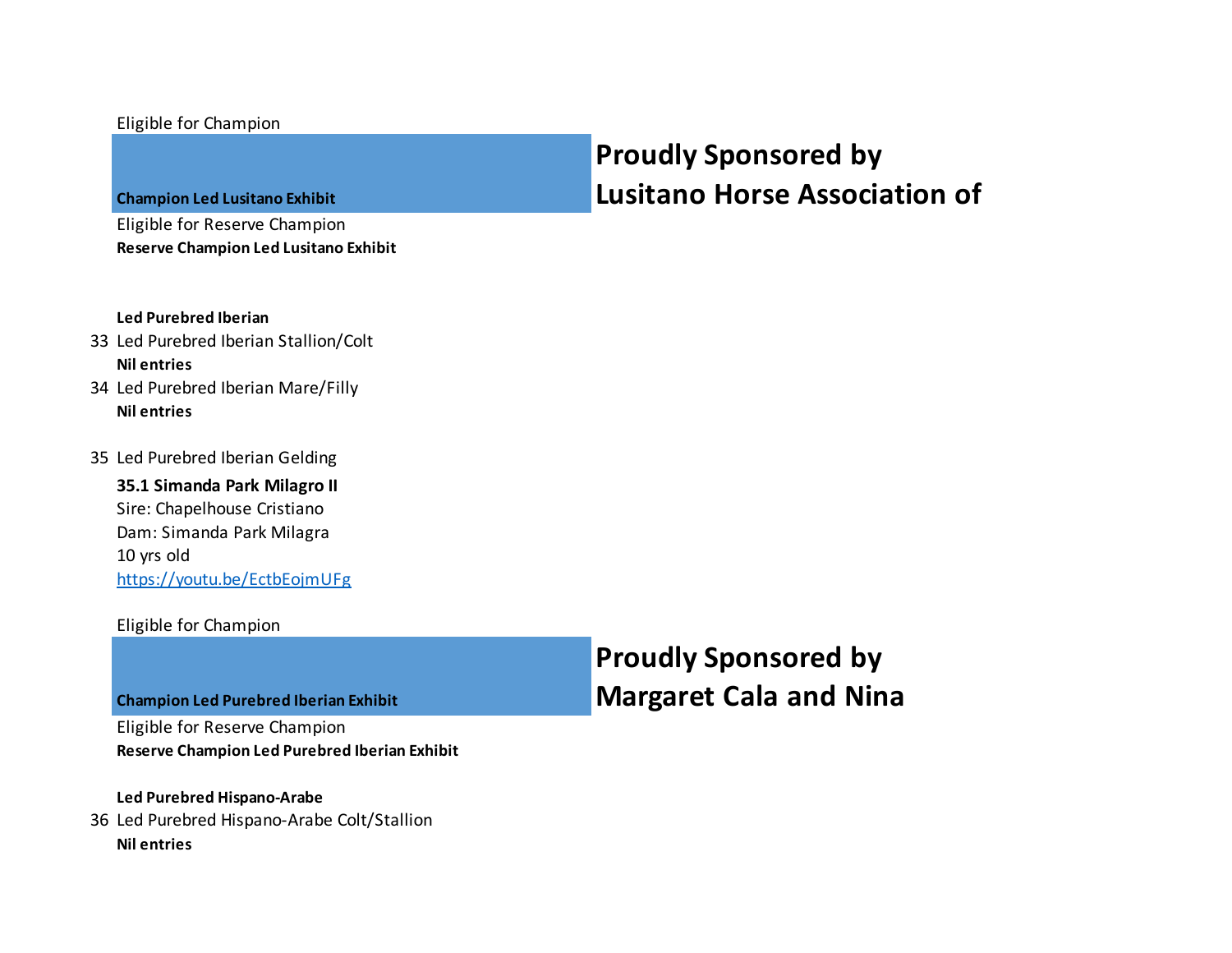Eligible for Champion

**Champion Led Lusitano Exhibit**

**Proudly Sponsored by Lusitano Horse Association of**

Eligible for Reserve Champion

**Reserve Champion Led Lusitano Exhibit**

**Led Purebred Iberian**

33 Led Purebred Iberian Stallion/Colt

**Nil entries**

34 Led Purebred Iberian Mare/Filly

**Nil entries**

35 Led Purebred Iberian Gelding

**35.1 Simanda Park Milagro II**
Sire: Chapelhouse Cristiano
Dam: Simanda Park Milagra
10 yrs old
https://youtu.be/EctbEojmUFg

Eligible for Champion

**Champion Led Purebred Iberian Exhibit**

**Proudly Sponsored by Margaret Cala and Nina**

Eligible for Reserve Champion

**Reserve Champion Led Purebred Iberian Exhibit**

**Led Purebred Hispano-Arabe**

36 Led Purebred Hispano-Arabe Colt/Stallion

**Nil entries**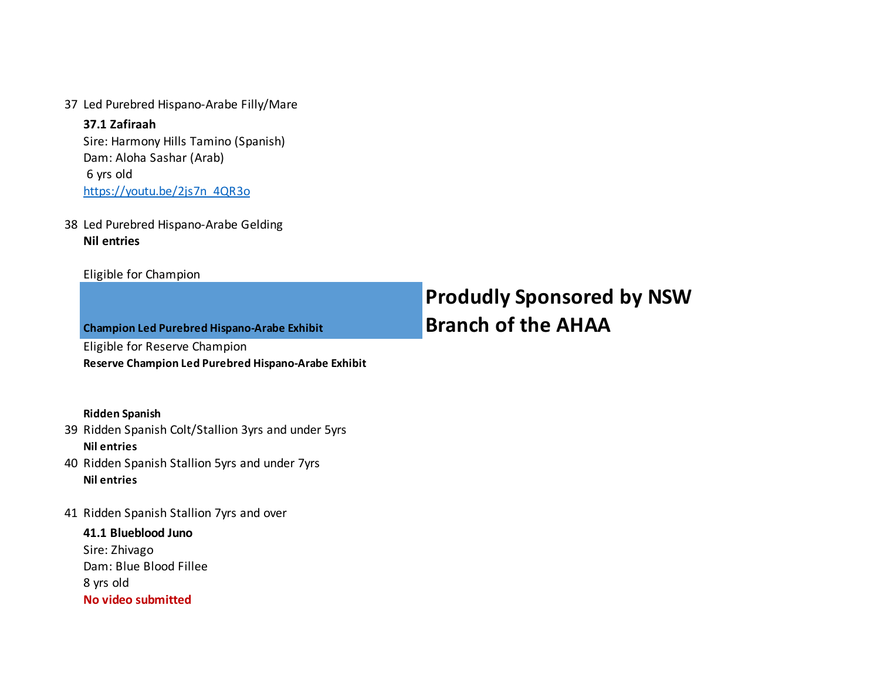37 Led Purebred Hispano-Arabe Filly/Mare

**37.1 Zafiraah**
Sire: Harmony Hills Tamino (Spanish)
Dam: Aloha Sashar (Arab)
6 yrs old
https://youtu.be/2js7n_4QR3o

38 Led Purebred Hispano-Arabe Gelding
**Nil entries**

Eligible for Champion
**Champion Led Purebred Hispano-Arabe Exhibit**

**Produdly Sponsored by NSW Branch of the AHAA**

Eligible for Reserve Champion
**Reserve Champion Led Purebred Hispano-Arabe Exhibit**

**Ridden Spanish**

39 Ridden Spanish Colt/Stallion 3yrs and under 5yrs
**Nil entries**

40 Ridden Spanish Stallion 5yrs and under 7yrs
**Nil entries**

41 Ridden Spanish Stallion 7yrs and over

**41.1 Blueblood Juno**
Sire: Zhivago
Dam: Blue Blood Fillee
8 yrs old
**No video submitted**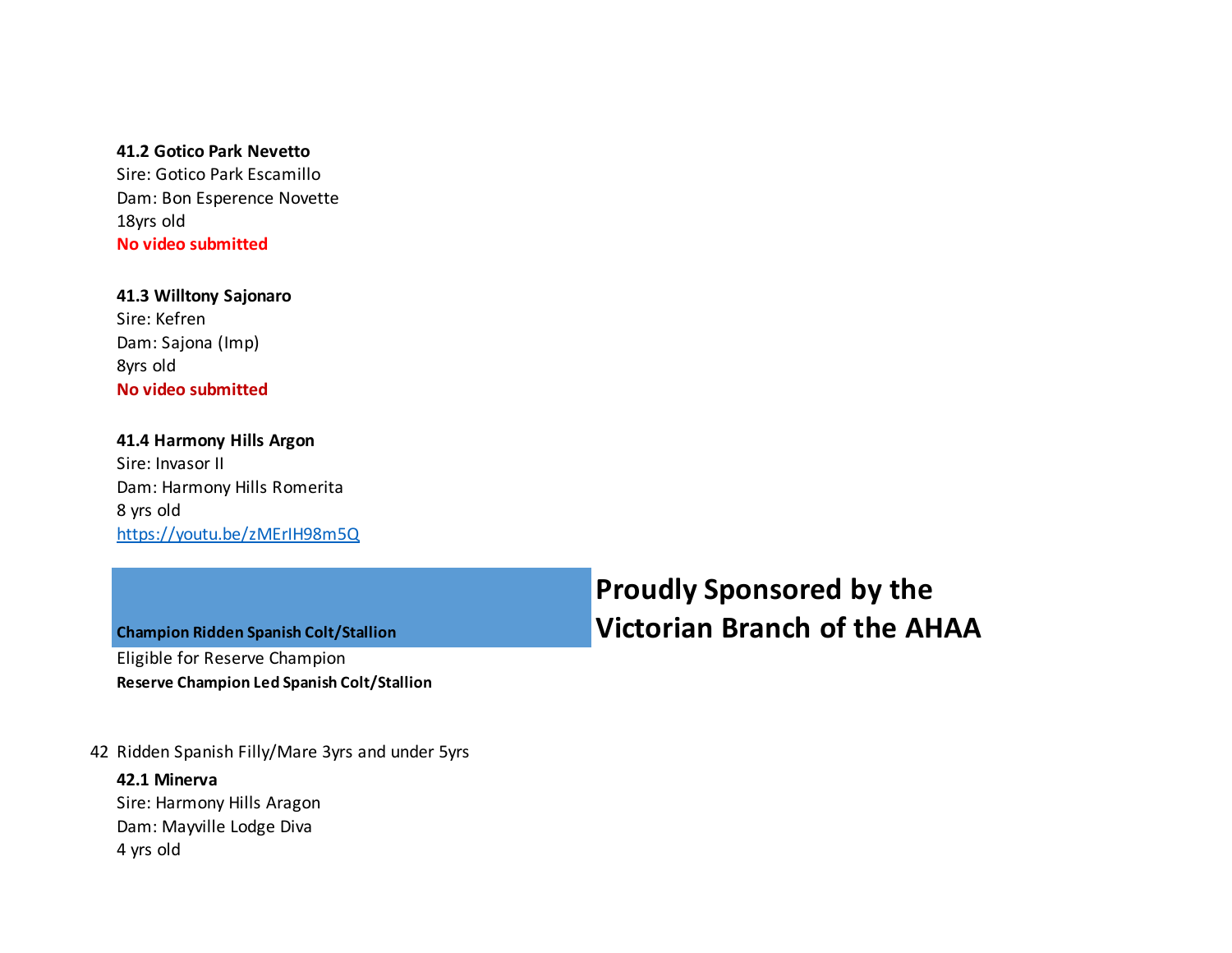**41.2 Gotico Park Nevetto**
Sire: Gotico Park Escamillo
Dam: Bon Esperence Novette
18yrs old
**No video submitted**

**41.3 Willtony Sajonaro**
Sire: Kefren
Dam: Sajona (Imp)
8yrs old
**No video submitted**

**41.4 Harmony Hills Argon**
Sire: Invasor II
Dam: Harmony Hills Romerita
8 yrs old
https://youtu.be/zMErIH98m5Q

**Champion Ridden Spanish Colt/Stallion**

**Proudly Sponsored by the Victorian Branch of the AHAA**

Eligible for Reserve Champion
**Reserve Champion Led Spanish Colt/Stallion**

42 Ridden Spanish Filly/Mare 3yrs and under 5yrs

**42.1 Minerva**
Sire: Harmony Hills Aragon
Dam: Mayville Lodge Diva
4 yrs old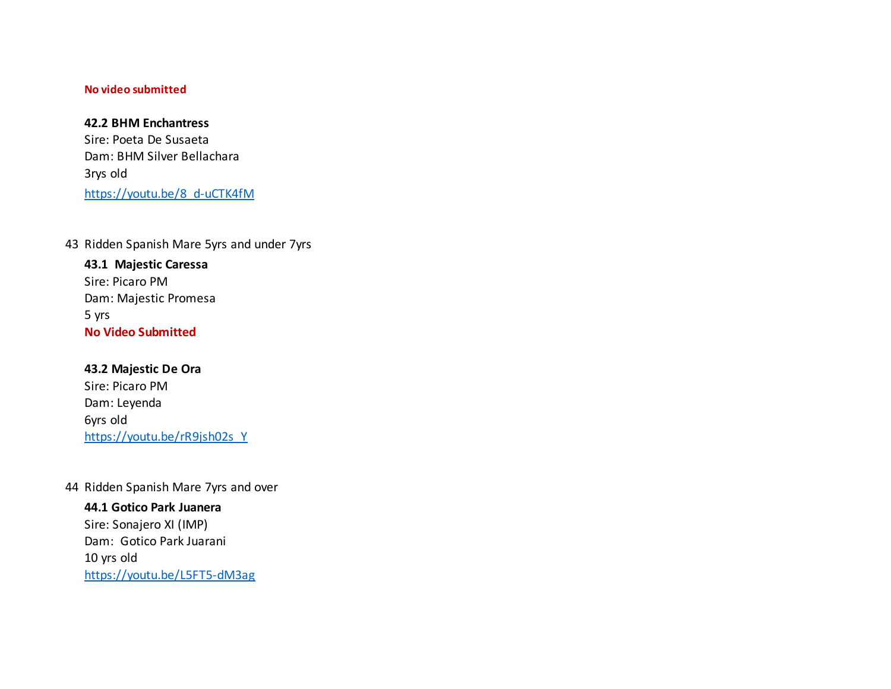**No video submitted**

**42.2 BHM Enchantress**
Sire: Poeta De Susaeta
Dam: BHM Silver Bellachara
3rys old
https://youtu.be/8_d-uCTK4fM

43 Ridden Spanish Mare 5yrs and under 7yrs

**43.1 Majestic Caressa**
Sire: Picaro PM
Dam: Majestic Promesa
5 yrs
**No Video Submitted**

**43.2 Majestic De Ora**
Sire: Picaro PM
Dam: Leyenda
6yrs old
https://youtu.be/rR9jsh02s_Y

44 Ridden Spanish Mare 7yrs and over

**44.1 Gotico Park Juanera**
Sire: Sonajero XI (IMP)
Dam: Gotico Park Juarani
10 yrs old
https://youtu.be/L5FT5-dM3ag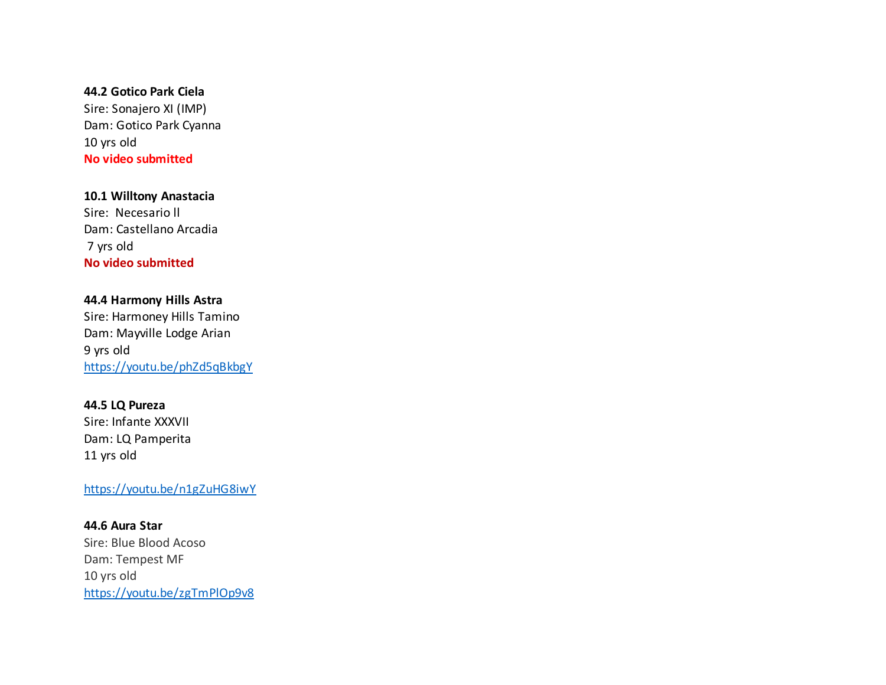**44.2 Gotico Park Ciela**
Sire: Sonajero XI (IMP)
Dam: Gotico Park Cyanna
10 yrs old
**No video submitted**

**10.1 Willtony Anastacia**
Sire: Necesario ll
Dam: Castellano Arcadia
7 yrs old
**No video submitted**

**44.4 Harmony Hills Astra**
Sire: Harmoney Hills Tamino
Dam: Mayville Lodge Arian
9 yrs old
https://youtu.be/phZd5qBkbgY

**44.5 LQ Pureza**
Sire: Infante XXXVII
Dam: LQ Pamperita
11 yrs old

https://youtu.be/n1gZuHG8iwY

**44.6 Aura Star**
Sire: Blue Blood Acoso
Dam: Tempest MF
10 yrs old
https://youtu.be/zgTmPlOp9v8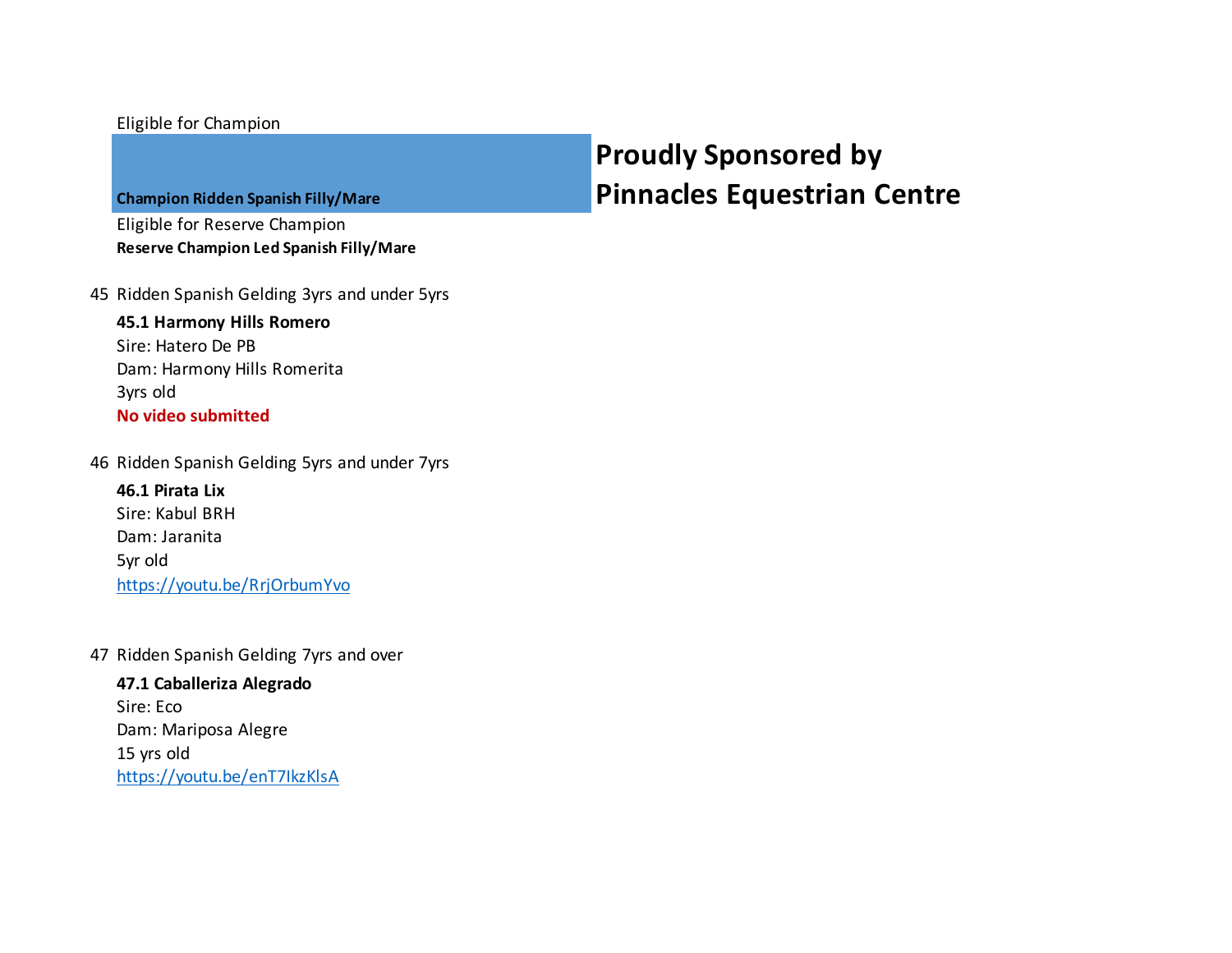Eligible for Champion

**Champion Ridden Spanish Filly/Mare**

# Proudly Sponsored by Pinnacles Equestrian Centre

Eligible for Reserve Champion

**Reserve Champion Led Spanish Filly/Mare**

45 Ridden Spanish Gelding 3yrs and under 5yrs

**45.1 Harmony Hills Romero**
Sire: Hatero De PB
Dam: Harmony Hills Romerita
3yrs old
**No video submitted**

46 Ridden Spanish Gelding 5yrs and under 7yrs

**46.1 Pirata Lix**
Sire: Kabul BRH
Dam: Jaranita
5yr old
https://youtu.be/RrjOrbumYvo

47 Ridden Spanish Gelding 7yrs and over

**47.1 Caballeriza Alegrado**
Sire: Eco
Dam: Mariposa Alegre
15 yrs old
https://youtu.be/enT7IkzKlsA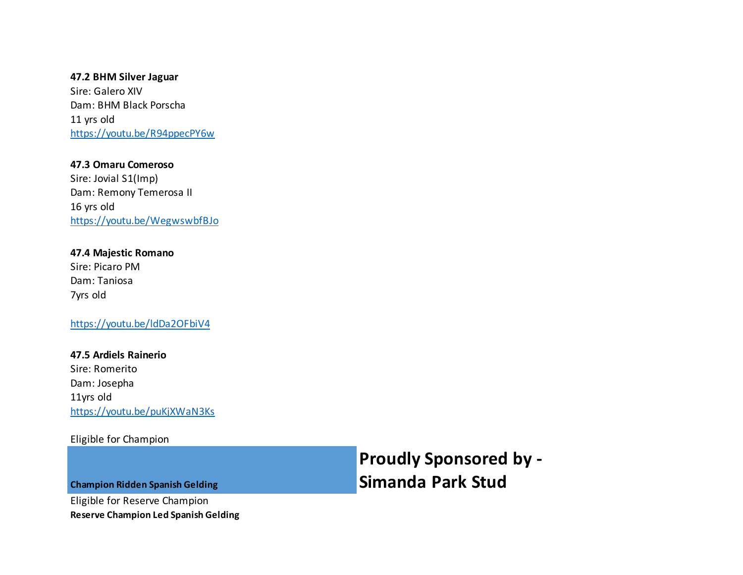**47.2 BHM Silver Jaguar**
Sire: Galero XIV
Dam: BHM Black Porscha
11 yrs old
https://youtu.be/R94ppecPY6w

**47.3 Omaru Comeroso**
Sire: Jovial S1(Imp)
Dam: Remony Temerosa II
16 yrs old
https://youtu.be/WegwswbfBJo

**47.4 Majestic Romano**
Sire: Picaro PM
Dam: Taniosa
7yrs old

https://youtu.be/ldDa2OFbiV4

**47.5 Ardiels Rainerio**
Sire: Romerito
Dam: Josepha
11yrs old
https://youtu.be/puKjXWaN3Ks

Eligible for Champion

**Champion Ridden Spanish Gelding**

## Proudly Sponsored by - Simanda Park Stud

Eligible for Reserve Champion

**Reserve Champion Led Spanish Gelding**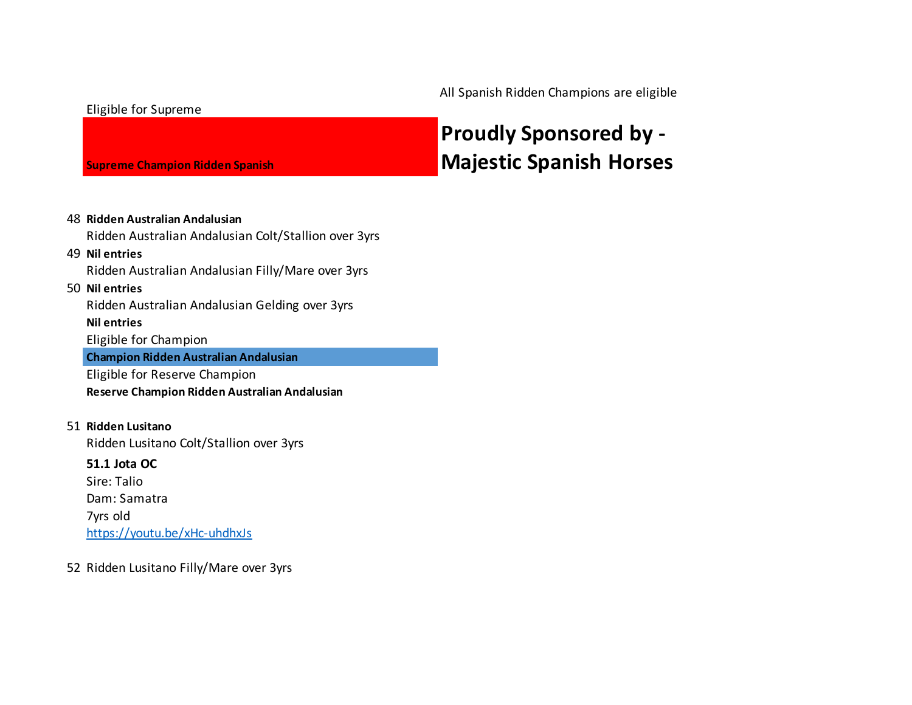All Spanish Ridden Champions are eligible

Eligible for Supreme

**Supreme Champion Ridden Spanish**

**Proudly Sponsored by - Majestic Spanish Horses**

48 **Ridden Australian Andalusian**

Ridden Australian Andalusian Colt/Stallion over 3yrs

49 **Nil entries**

Ridden Australian Andalusian Filly/Mare over 3yrs

50 **Nil entries**

Ridden Australian Andalusian Gelding over 3yrs

**Nil entries**

Eligible for Champion

**Champion Ridden Australian Andalusian**

Eligible for Reserve Champion

**Reserve Champion Ridden Australian Andalusian**

51 **Ridden Lusitano**

Ridden Lusitano Colt/Stallion over 3yrs

**51.1 Jota OC**

Sire: Talio

Dam: Samatra

7yrs old

https://youtu.be/xHc-uhdhxJs

52 Ridden Lusitano Filly/Mare over 3yrs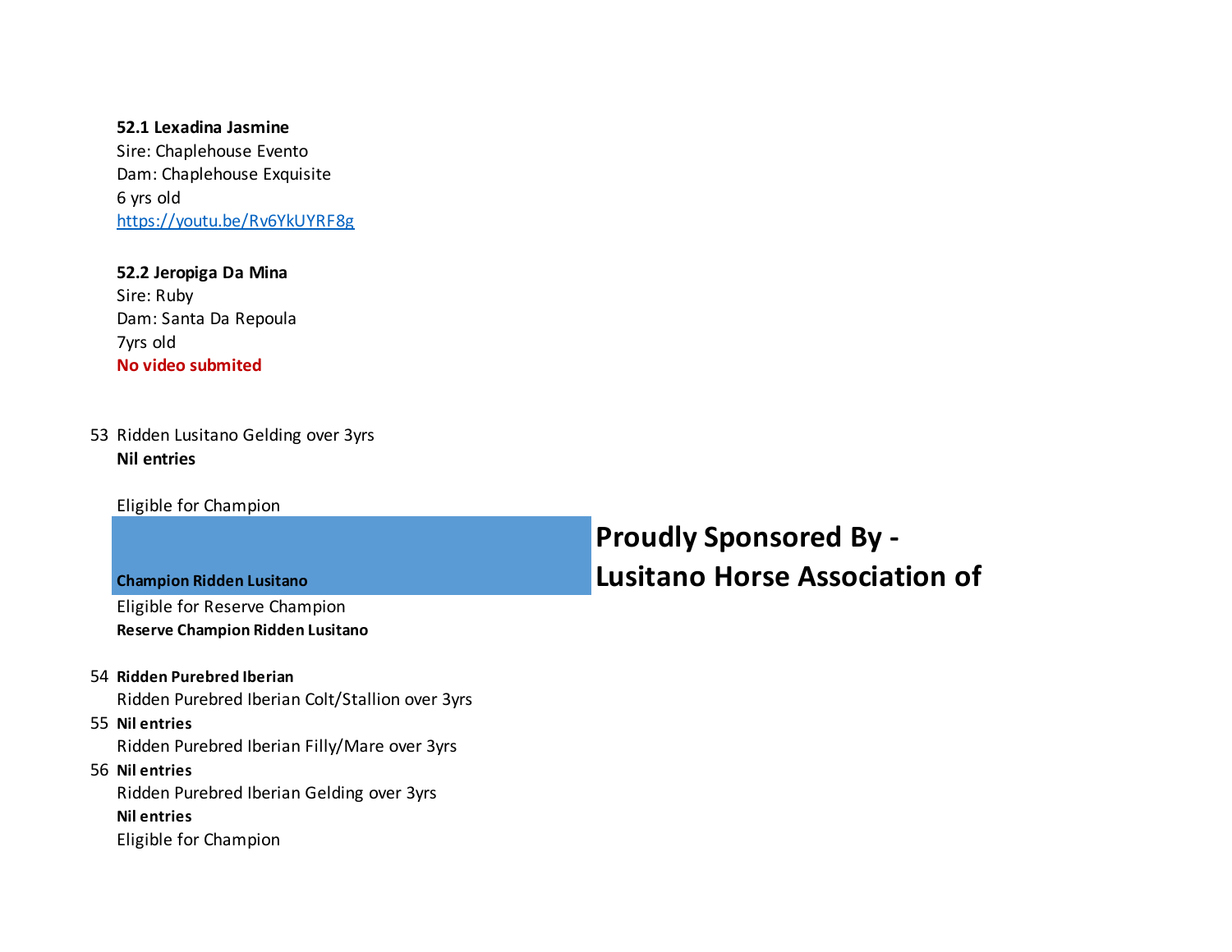**52.1 Lexadina Jasmine**
Sire: Chaplehouse Evento
Dam: Chaplehouse Exquisite
6 yrs old
https://youtu.be/Rv6YkUYRF8g

**52.2 Jeropiga Da Mina**
Sire: Ruby
Dam: Santa Da Repoula
7yrs old
**No video submited**

53 Ridden Lusitano Gelding over 3yrs
**Nil entries**

Eligible for Champion

**Champion Ridden Lusitano**

**Proudly Sponsored By -**
**Lusitano Horse Association of**

Eligible for Reserve Champion
**Reserve Champion Ridden Lusitano**

54 **Ridden Purebred Iberian**
Ridden Purebred Iberian Colt/Stallion over 3yrs
55 **Nil entries**
Ridden Purebred Iberian Filly/Mare over 3yrs
56 **Nil entries**
Ridden Purebred Iberian Gelding over 3yrs
**Nil entries**
Eligible for Champion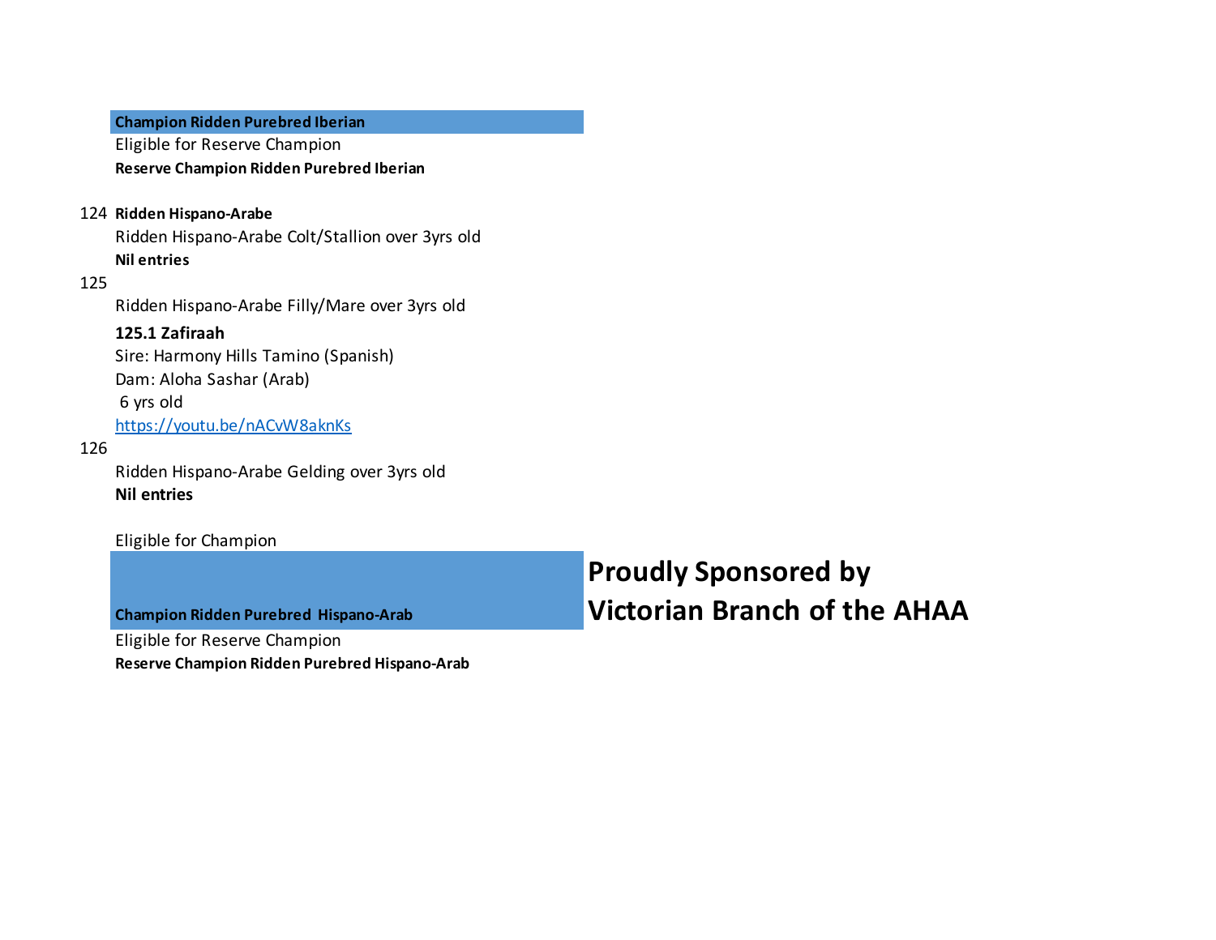**Champion Ridden Purebred Iberian**

Eligible for Reserve Champion

**Reserve Champion Ridden Purebred Iberian**

124 **Ridden Hispano-Arabe**

Ridden Hispano-Arabe Colt/Stallion over 3yrs old

**Nil entries**

125

Ridden Hispano-Arabe Filly/Mare over 3yrs old

**125.1 Zafiraah**

Sire: Harmony Hills Tamino (Spanish)

Dam: Aloha Sashar (Arab)

6 yrs old

https://youtu.be/nACvW8aknKs

126

Ridden Hispano-Arabe Gelding over 3yrs old

**Nil entries**

Eligible for Champion

**Champion Ridden Purebred Hispano-Arab**

**Proudly Sponsored by Victorian Branch of the AHAA**

Eligible for Reserve Champion

**Reserve Champion Ridden Purebred Hispano-Arab**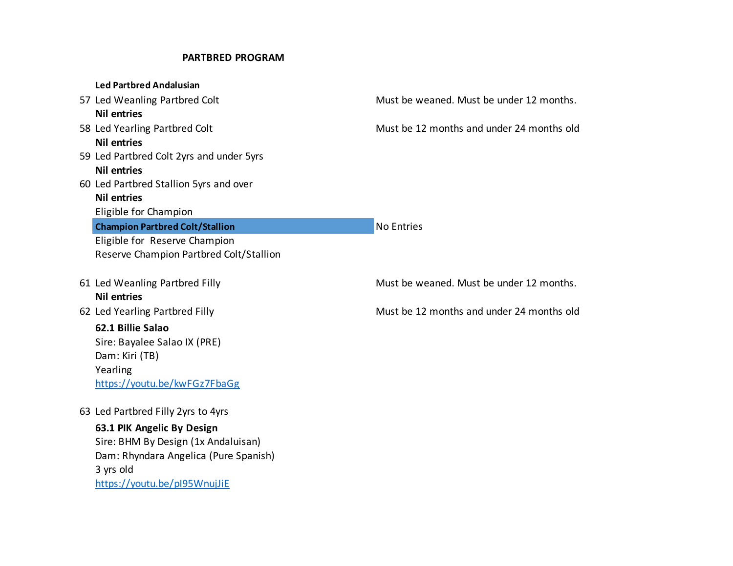## PARTBRED PROGRAM

**Led Partbred Andalusian**

57 Led Weanling Partbred Colt — Must be weaned. Must be under 12 months.

**Nil entries**

58 Led Yearling Partbred Colt — Must be 12 months and under 24 months old

**Nil entries**

59 Led Partbred Colt 2yrs and under 5yrs

**Nil entries**

60 Led Partbred Stallion 5yrs and over

**Nil entries**

Eligible for Champion

**Champion Partbred Colt/Stallion** — No Entries

Eligible for Reserve Champion

Reserve Champion Partbred Colt/Stallion

61 Led Weanling Partbred Filly — Must be weaned. Must be under 12 months.

**Nil entries**

62 Led Yearling Partbred Filly — Must be 12 months and under 24 months old

**62.1 Billie Salao**
Sire: Bayalee Salao IX (PRE)
Dam: Kiri (TB)
Yearling
https://youtu.be/kwFGz7FbaGg

63 Led Partbred Filly 2yrs to 4yrs

**63.1 PIK Angelic By Design**
Sire: BHM By Design (1x Andaluisan)
Dam: Rhyndara Angelica (Pure Spanish)
3 yrs old
https://youtu.be/pI95WnujJiE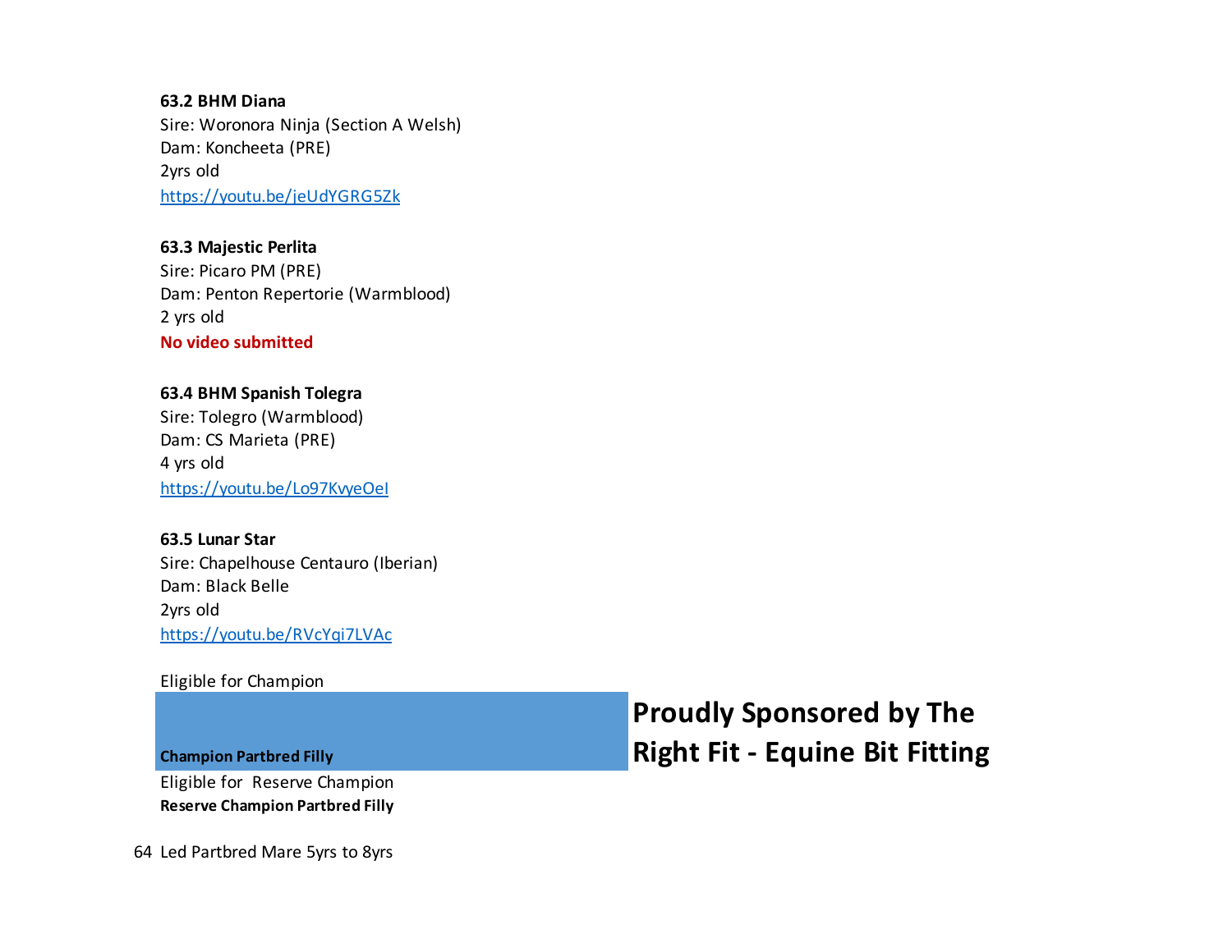**63.2 BHM Diana**
Sire: Woronora Ninja (Section A Welsh)
Dam: Koncheeta (PRE)
2yrs old
https://youtu.be/jeUdYGRG5Zk

**63.3 Majestic Perlita**
Sire: Picaro PM (PRE)
Dam: Penton Repertorie (Warmblood)
2 yrs old
**No video submitted**

**63.4 BHM Spanish Tolegra**
Sire: Tolegro (Warmblood)
Dam: CS Marieta (PRE)
4 yrs old
https://youtu.be/Lo97KvyeOeI

**63.5 Lunar Star**
Sire: Chapelhouse Centauro (Iberian)
Dam: Black Belle
2yrs old
https://youtu.be/RVcYqi7LVAc

Eligible for Champion

**Champion Partbred Filly**

**Proudly Sponsored by The Right Fit - Equine Bit Fitting**

Eligible for Reserve Champion

**Reserve Champion Partbred Filly**

64 Led Partbred Mare 5yrs to 8yrs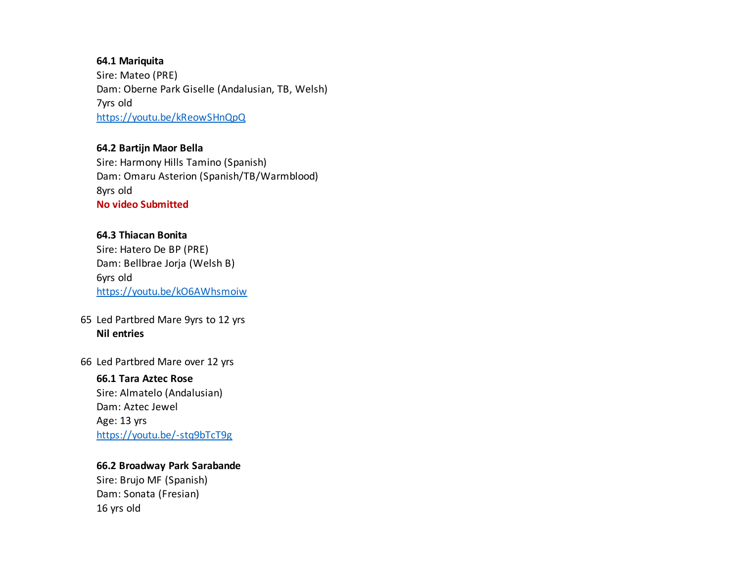**64.1 Mariquita**
Sire: Mateo (PRE)
Dam: Oberne Park Giselle (Andalusian, TB, Welsh)
7yrs old
https://youtu.be/kReowSHnQpQ

**64.2 Bartijn Maor Bella**
Sire: Harmony Hills Tamino (Spanish)
Dam: Omaru Asterion (Spanish/TB/Warmblood)
8yrs old
**No video Submitted**

**64.3 Thiacan Bonita**
Sire: Hatero De BP (PRE)
Dam: Bellbrae Jorja (Welsh B)
6yrs old
https://youtu.be/kO6AWhsmoiw

65 Led Partbred Mare 9yrs to 12 yrs
**Nil entries**

66 Led Partbred Mare over 12 yrs

**66.1 Tara Aztec Rose**
Sire: Almatelo (Andalusian)
Dam: Aztec Jewel
Age: 13 yrs
https://youtu.be/-stq9bTcT9g

**66.2 Broadway Park Sarabande**
Sire: Brujo MF (Spanish)
Dam: Sonata (Fresian)
16 yrs old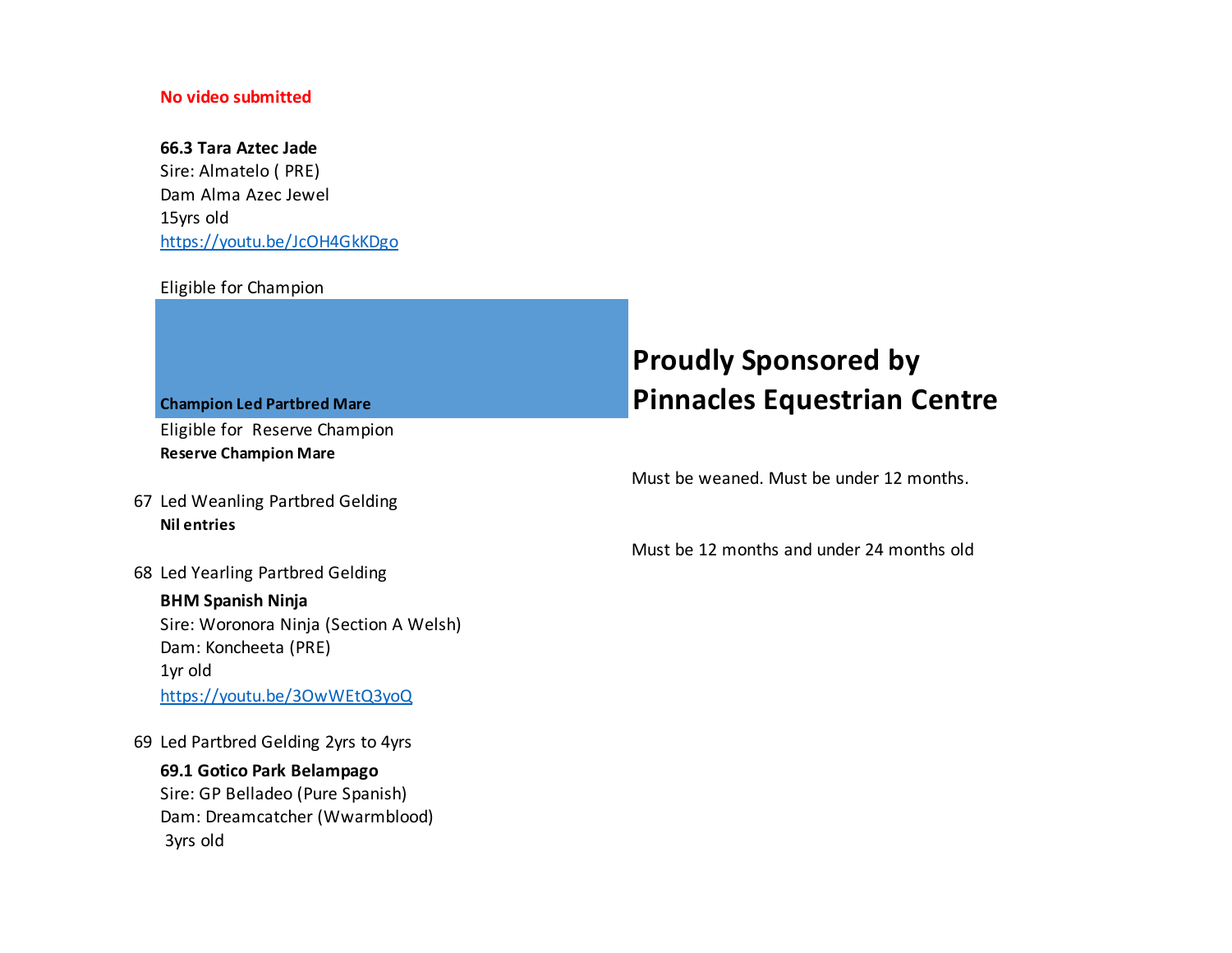**No video submitted**

**66.3 Tara Aztec Jade**
Sire: Almatelo ( PRE)
Dam Alma Azec Jewel
15yrs old
[https://youtu.be/JcOH4GkKDgo](https://youtu.be/JcOH4GkKDgo)

Eligible for Champion

**Champion Led Partbred Mare**

**Proudly Sponsored by Pinnacles Equestrian Centre**

Eligible for Reserve Champion
**Reserve Champion Mare**

67 Led Weanling Partbred Gelding
**Nil entries**

Must be weaned. Must be under 12 months.

68 Led Yearling Partbred Gelding

Must be 12 months and under 24 months old

**BHM Spanish Ninja**
Sire: Woronora Ninja (Section A Welsh)
Dam: Koncheeta (PRE)
1yr old
[https://youtu.be/3OwWEtQ3yoQ](https://youtu.be/3OwWEtQ3yoQ)

69 Led Partbred Gelding 2yrs to 4yrs

**69.1 Gotico Park Belampago**
Sire: GP Belladeo (Pure Spanish)
Dam: Dreamcatcher (Wwarmblood)
3yrs old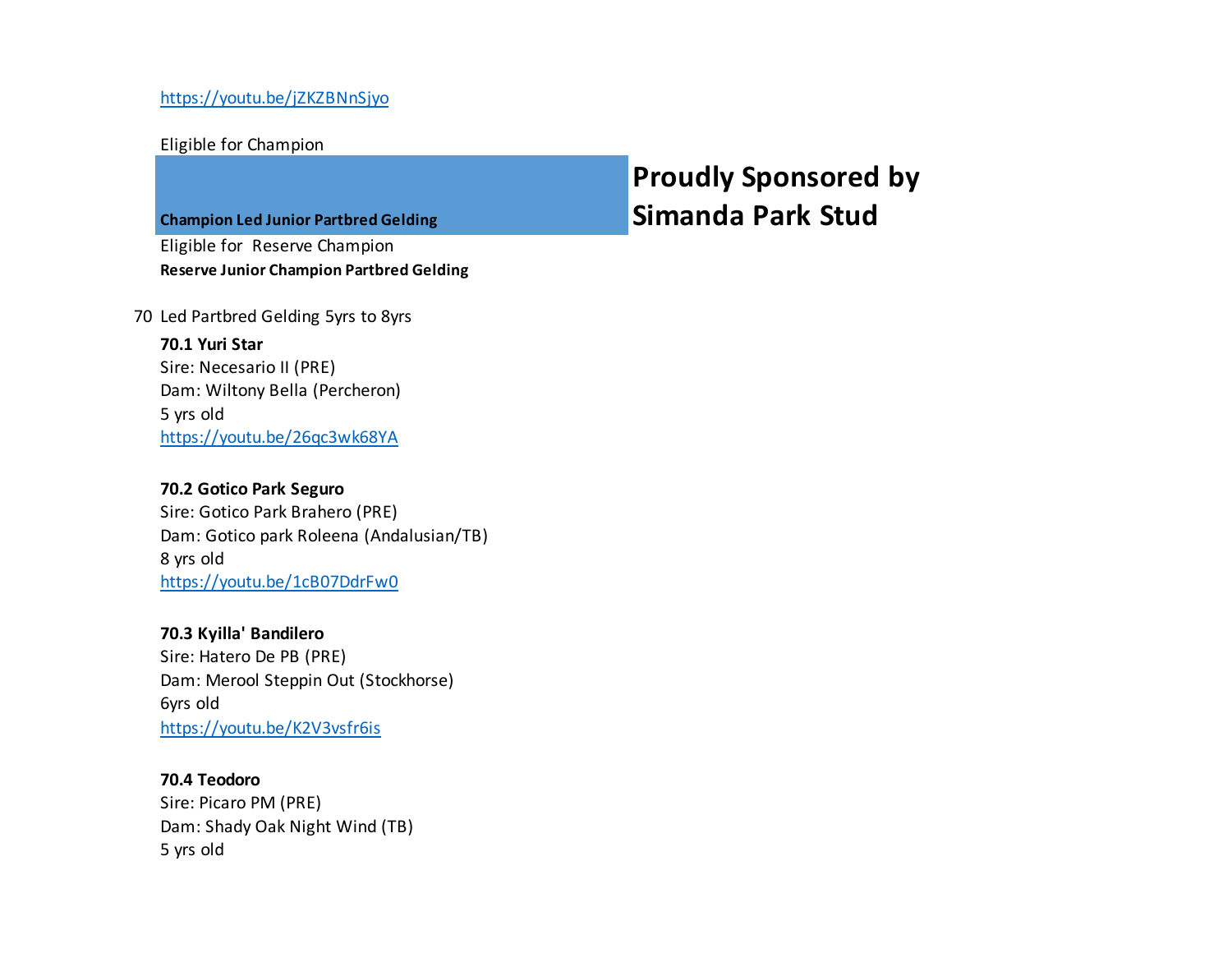https://youtu.be/jZKZBNnSjyo

Eligible for Champion

**Champion Led Junior Partbred Gelding**

**Proudly Sponsored by Simanda Park Stud**

Eligible for Reserve Champion

**Reserve Junior Champion Partbred Gelding**

70 Led Partbred Gelding 5yrs to 8yrs

**70.1 Yuri Star**
Sire: Necesario II (PRE)
Dam: Wiltony Bella (Percheron)
5 yrs old
https://youtu.be/26qc3wk68YA

**70.2 Gotico Park Seguro**
Sire: Gotico Park Brahero (PRE)
Dam: Gotico park Roleena (Andalusian/TB)
8 yrs old
https://youtu.be/1cB07DdrFw0

**70.3 Kyilla' Bandilero**
Sire: Hatero De PB (PRE)
Dam: Merool Steppin Out (Stockhorse)
6yrs old
https://youtu.be/K2V3vsfr6is

**70.4 Teodoro**
Sire: Picaro PM (PRE)
Dam: Shady Oak Night Wind (TB)
5 yrs old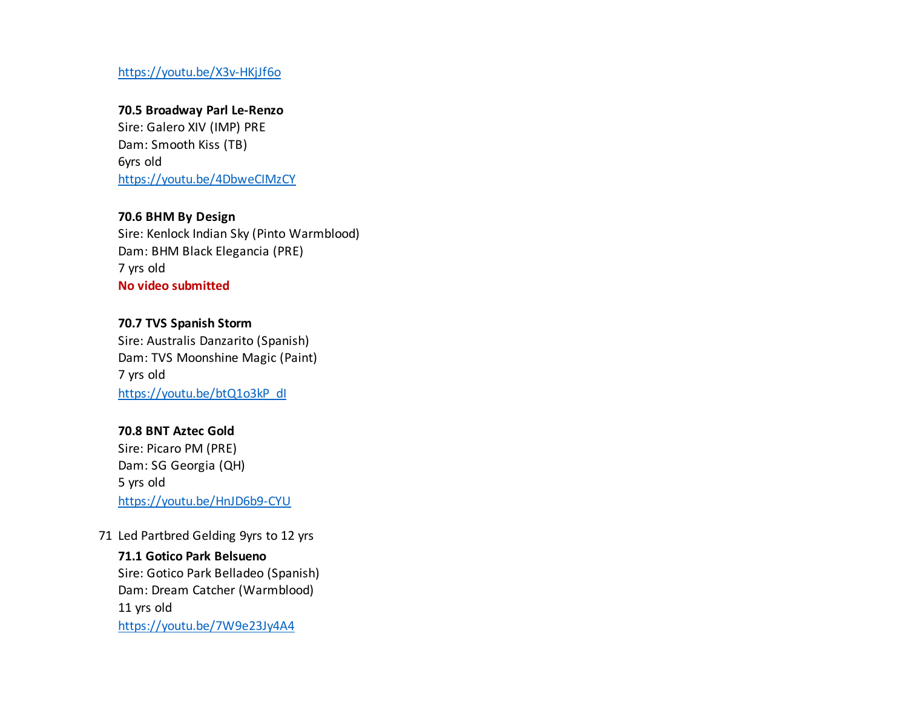https://youtu.be/X3v-HKjJf6o

**70.5 Broadway Parl Le-Renzo**
Sire: Galero XIV (IMP) PRE
Dam: Smooth Kiss (TB)
6yrs old
https://youtu.be/4DbweCIMzCY

**70.6 BHM By Design**
Sire: Kenlock Indian Sky (Pinto Warmblood)
Dam: BHM Black Elegancia (PRE)
7 yrs old
**No video submitted**

**70.7 TVS Spanish Storm**
Sire: Australis Danzarito (Spanish)
Dam: TVS Moonshine Magic (Paint)
7 yrs old
https://youtu.be/btQ1o3kP_dI

**70.8 BNT Aztec Gold**
Sire: Picaro PM (PRE)
Dam: SG Georgia (QH)
5 yrs old
https://youtu.be/HnJD6b9-CYU

71 Led Partbred Gelding 9yrs to 12 yrs

**71.1 Gotico Park Belsueno**
Sire: Gotico Park Belladeo (Spanish)
Dam: Dream Catcher (Warmblood)
11 yrs old
https://youtu.be/7W9e23Jy4A4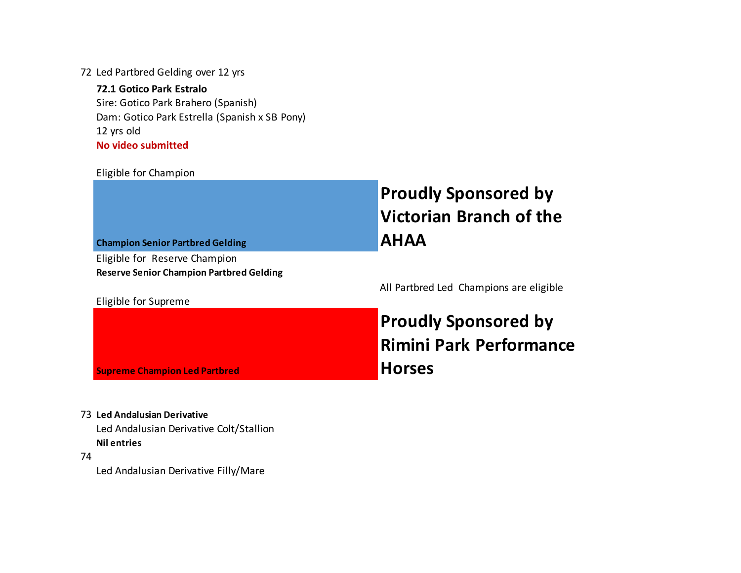72 Led Partbred Gelding over 12 yrs

**72.1 Gotico Park Estralo**
Sire: Gotico Park Brahero (Spanish)
Dam: Gotico Park Estrella (Spanish x SB Pony)
12 yrs old
**No video submitted**

Eligible for Champion

**Champion Senior Partbred Gelding**

**Proudly Sponsored by Victorian Branch of the AHAA**

Eligible for Reserve Champion
**Reserve Senior Champion Partbred Gelding**

All Partbred Led Champions are eligible

Eligible for Supreme

**Supreme Champion Led Partbred**

**Proudly Sponsored by Rimini Park Performance Horses**

73 **Led Andalusian Derivative**
Led Andalusian Derivative Colt/Stallion
**Nil entries**

74
Led Andalusian Derivative Filly/Mare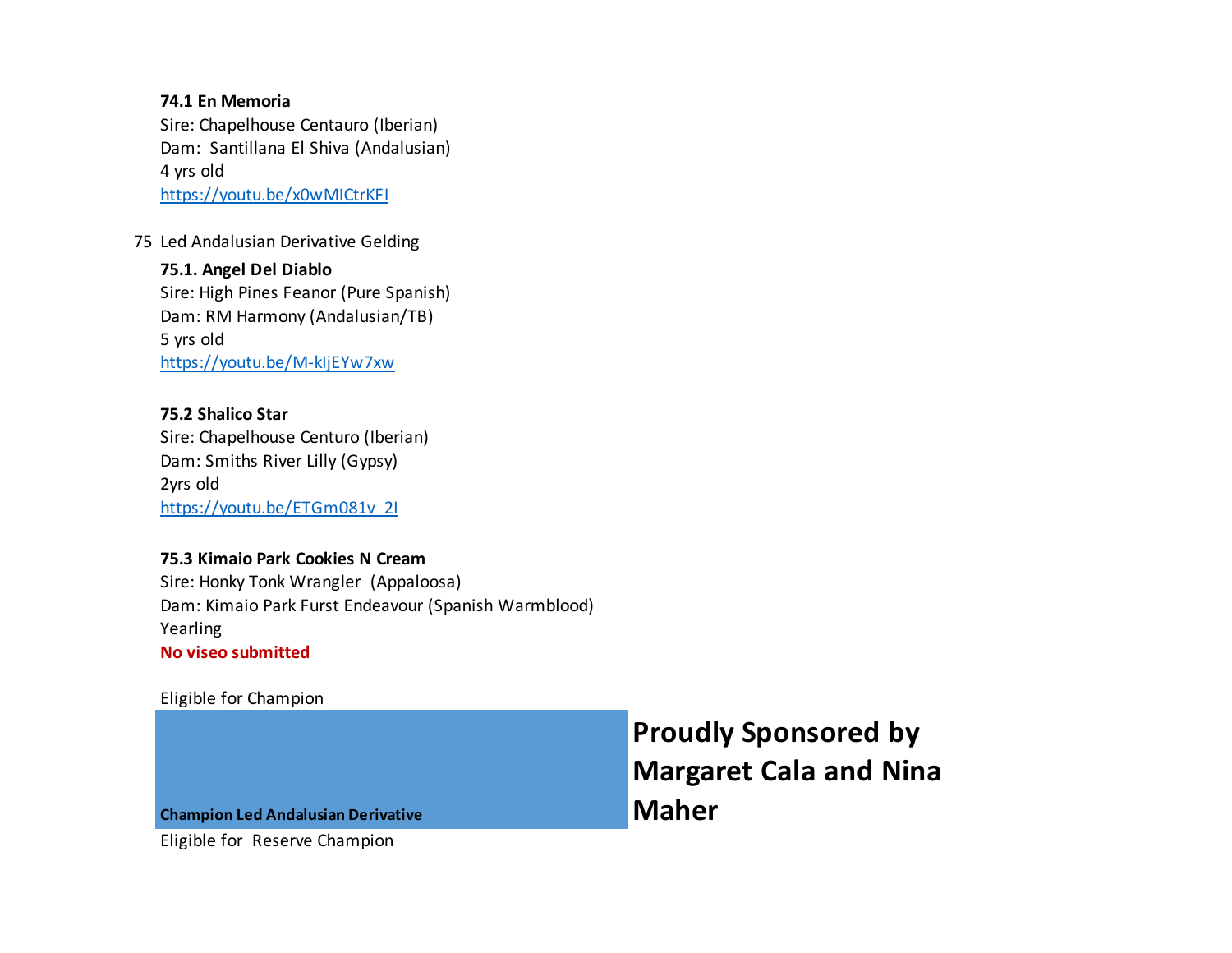**74.1 En Memoria**
Sire: Chapelhouse Centauro (Iberian)
Dam: Santillana El Shiva (Andalusian)
4 yrs old
https://youtu.be/x0wMICtrKFI

75 Led Andalusian Derivative Gelding

**75.1. Angel Del Diablo**
Sire: High Pines Feanor (Pure Spanish)
Dam: RM Harmony (Andalusian/TB)
5 yrs old
https://youtu.be/M-kIjEYw7xw

**75.2 Shalico Star**
Sire: Chapelhouse Centuro (Iberian)
Dam: Smiths River Lilly (Gypsy)
2yrs old
https://youtu.be/ETGm081v_2I

**75.3 Kimaio Park Cookies N Cream**
Sire: Honky Tonk Wrangler (Appaloosa)
Dam: Kimaio Park Furst Endeavour (Spanish Warmblood)
Yearling
**No viseo submitted**

Eligible for Champion

**Champion Led Andalusian Derivative**

**Proudly Sponsored by Margaret Cala and Nina Maher**

Eligible for Reserve Champion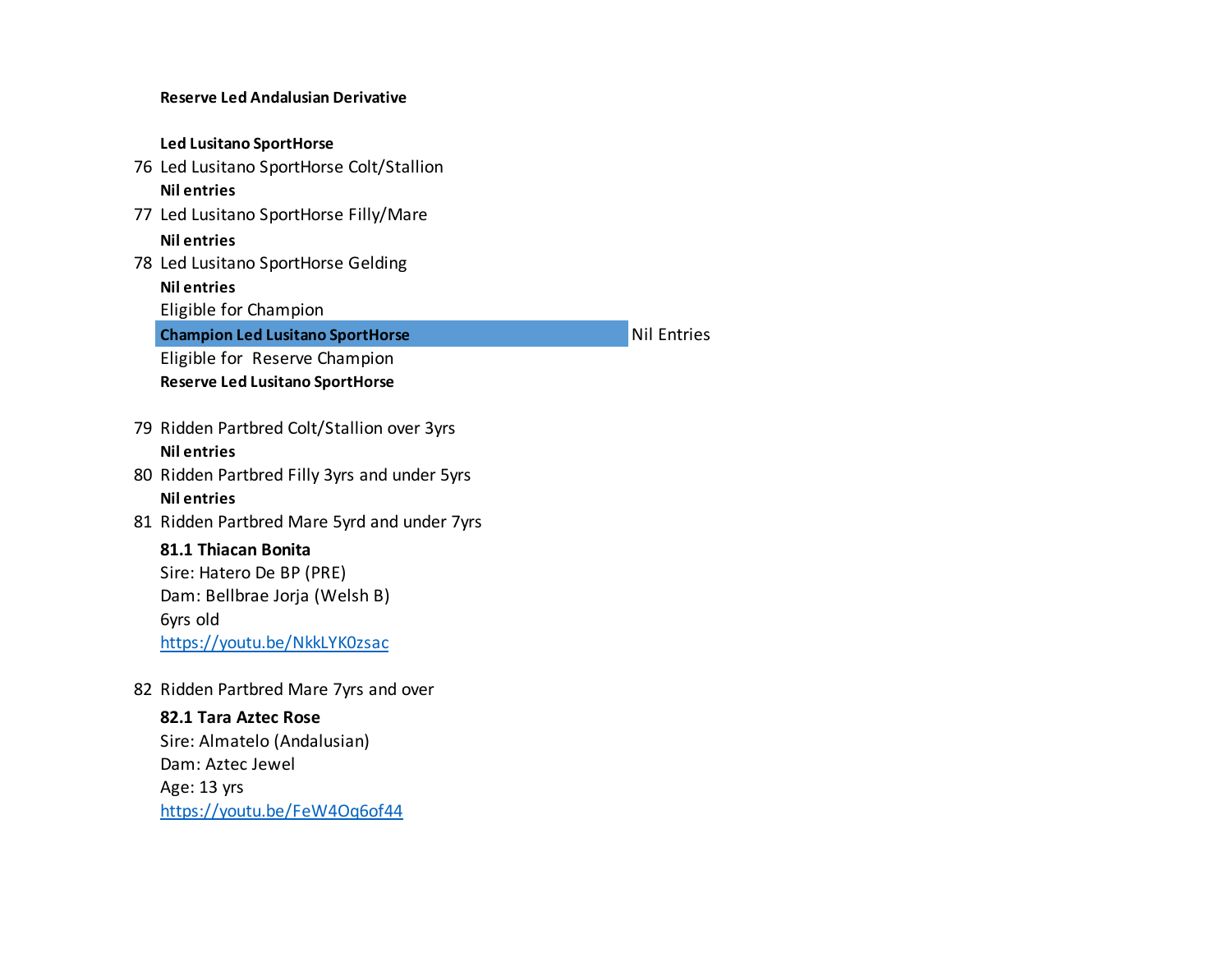**Reserve Led Andalusian Derivative**

**Led Lusitano SportHorse**

76 Led Lusitano SportHorse Colt/Stallion

**Nil entries**

77 Led Lusitano SportHorse Filly/Mare

**Nil entries**

78 Led Lusitano SportHorse Gelding

**Nil entries**

Eligible for Champion

**Champion Led Lusitano SportHorse** Nil Entries

Eligible for Reserve Champion

**Reserve Led Lusitano SportHorse**

79 Ridden Partbred Colt/Stallion over 3yrs

**Nil entries**

80 Ridden Partbred Filly 3yrs and under 5yrs

**Nil entries**

81 Ridden Partbred Mare 5yrd and under 7yrs

**81.1 Thiacan Bonita**
Sire: Hatero De BP (PRE)
Dam: Bellbrae Jorja (Welsh B)
6yrs old
https://youtu.be/NkkLYK0zsac

82 Ridden Partbred Mare 7yrs and over

**82.1 Tara Aztec Rose**
Sire: Almatelo (Andalusian)
Dam: Aztec Jewel
Age: 13 yrs
https://youtu.be/FeW4Oq6of44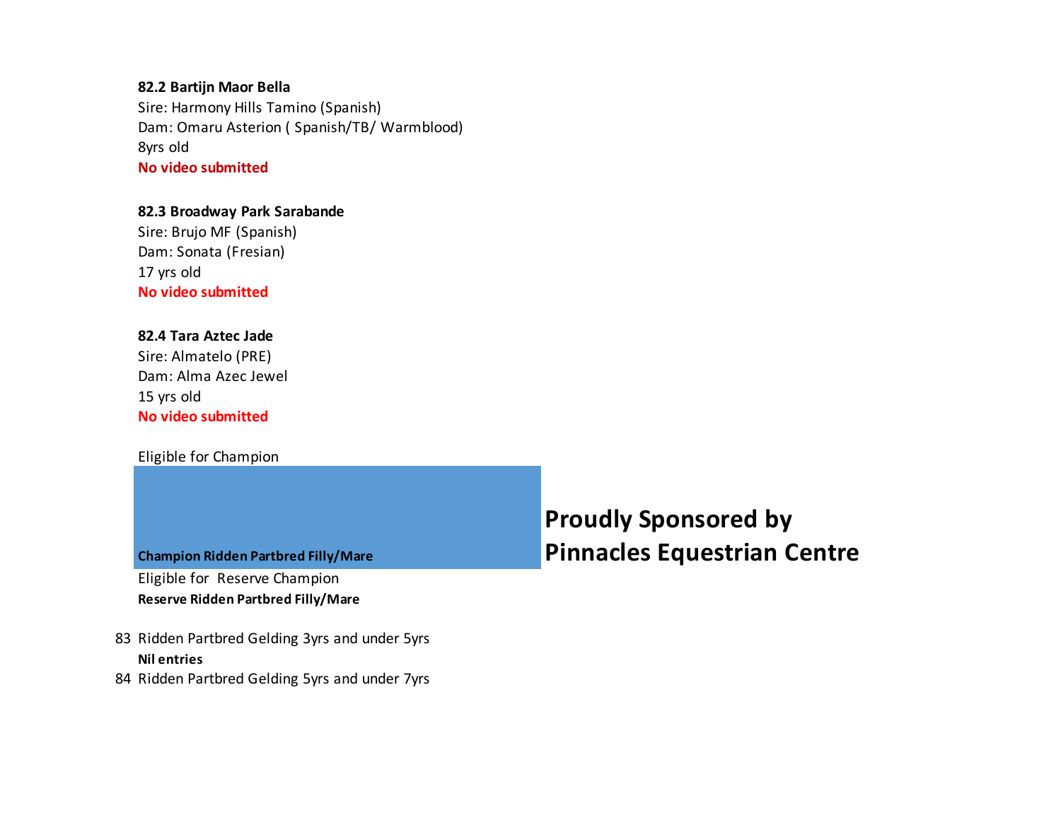**82.2 Bartijn Maor Bella**
Sire: Harmony Hills Tamino (Spanish)
Dam: Omaru Asterion ( Spanish/TB/ Warmblood)
8yrs old
**No video submitted**

**82.3 Broadway Park Sarabande**
Sire: Brujo MF (Spanish)
Dam: Sonata (Fresian)
17 yrs old
**No video submitted**

**82.4 Tara Aztec Jade**
Sire: Almatelo (PRE)
Dam: Alma Azec Jewel
15 yrs old
**No video submitted**

Eligible for Champion

**Champion Ridden Partbred Filly/Mare**

**Proudly Sponsored by Pinnacles Equestrian Centre**

Eligible for Reserve Champion
**Reserve Ridden Partbred Filly/Mare**

83 Ridden Partbred Gelding 3yrs and under 5yrs
**Nil entries**

84 Ridden Partbred Gelding 5yrs and under 7yrs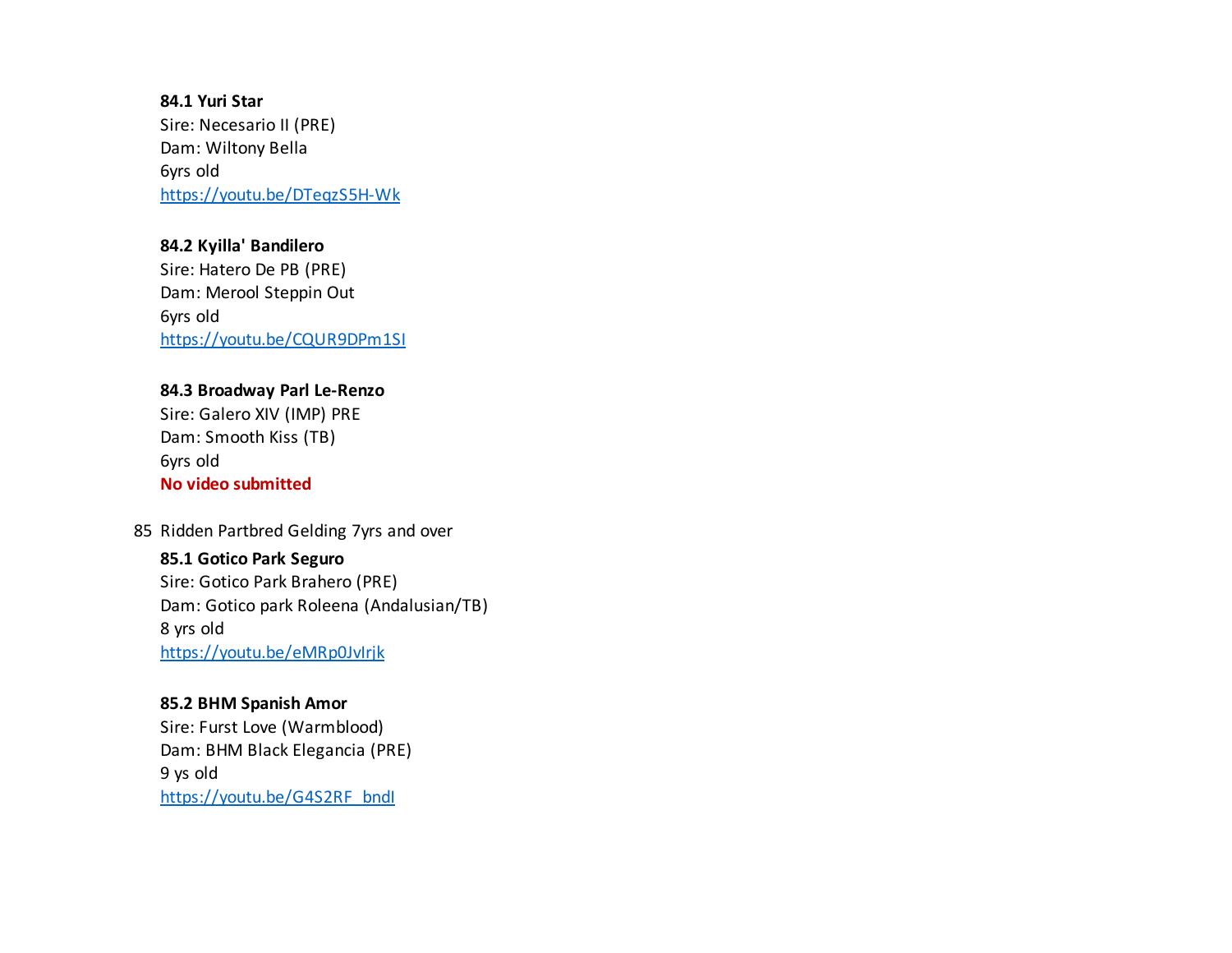**84.1 Yuri Star**
Sire: Necesario II (PRE)
Dam: Wiltony Bella
6yrs old
https://youtu.be/DTeqzS5H-Wk

**84.2 Kyilla' Bandilero**
Sire: Hatero De PB (PRE)
Dam: Merool Steppin Out
6yrs old
https://youtu.be/CQUR9DPm1SI

**84.3 Broadway Parl Le-Renzo**
Sire: Galero XIV (IMP) PRE
Dam: Smooth Kiss (TB)
6yrs old
**No video submitted**

85 Ridden Partbred Gelding 7yrs and over

**85.1 Gotico Park Seguro**
Sire: Gotico Park Brahero (PRE)
Dam: Gotico park Roleena (Andalusian/TB)
8 yrs old
https://youtu.be/eMRp0JvIrjk

**85.2 BHM Spanish Amor**
Sire: Furst Love (Warmblood)
Dam: BHM Black Elegancia (PRE)
9 ys old
https://youtu.be/G4S2RF_bndI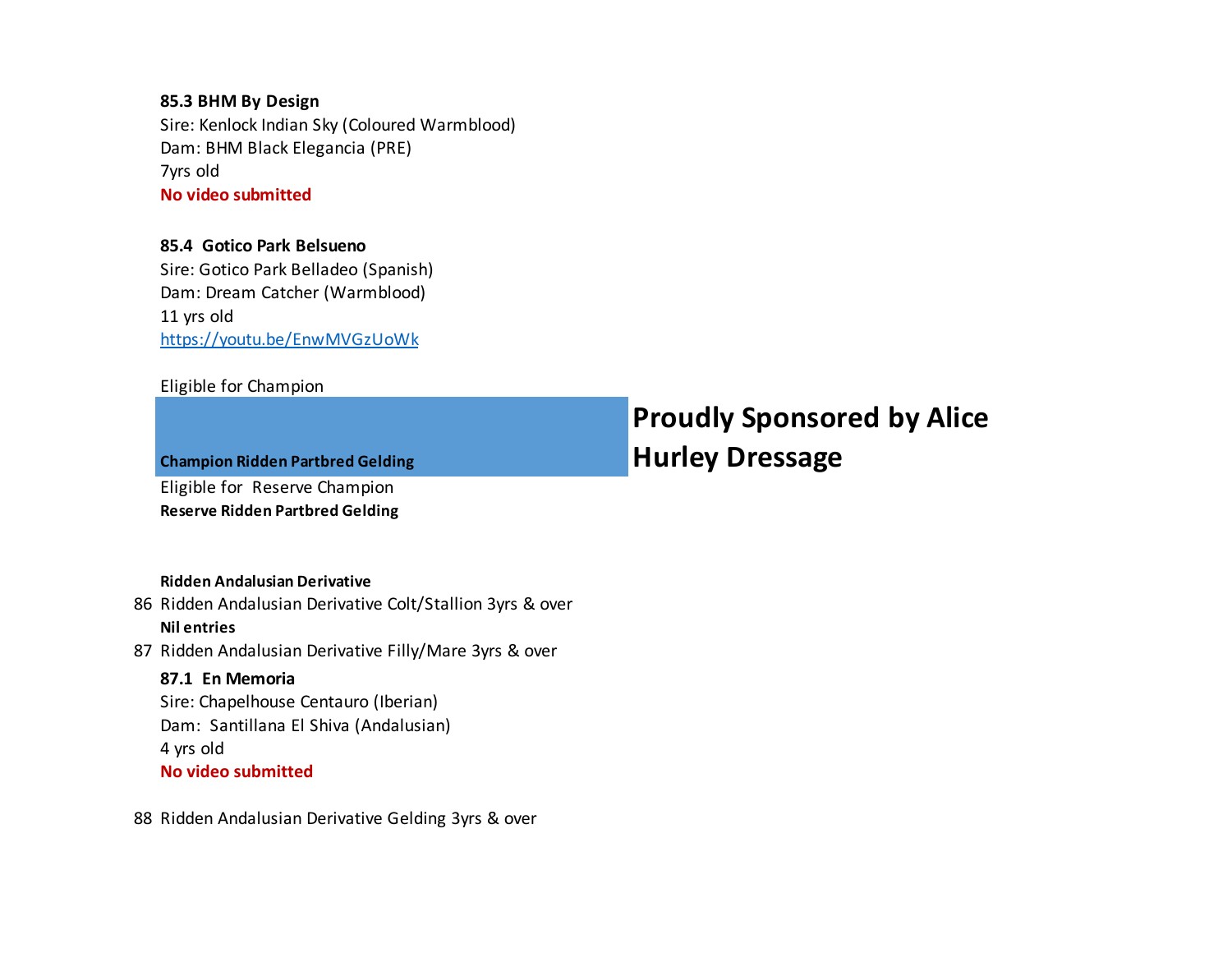**85.3 BHM By Design**
Sire: Kenlock Indian Sky (Coloured Warmblood)
Dam: BHM Black Elegancia (PRE)
7yrs old
**No video submitted**

**85.4 Gotico Park Belsueno**
Sire: Gotico Park Belladeo (Spanish)
Dam: Dream Catcher (Warmblood)
11 yrs old
https://youtu.be/EnwMVGzUoWk

Eligible for Champion
**Champion Ridden Partbred Gelding**

## Proudly Sponsored by Alice Hurley Dressage

Eligible for Reserve Champion
**Reserve Ridden Partbred Gelding**

**Ridden Andalusian Derivative**

86 Ridden Andalusian Derivative Colt/Stallion 3yrs & over
**Nil entries**

87 Ridden Andalusian Derivative Filly/Mare 3yrs & over

**87.1 En Memoria**
Sire: Chapelhouse Centauro (Iberian)
Dam: Santillana El Shiva (Andalusian)
4 yrs old
**No video submitted**

88 Ridden Andalusian Derivative Gelding 3yrs & over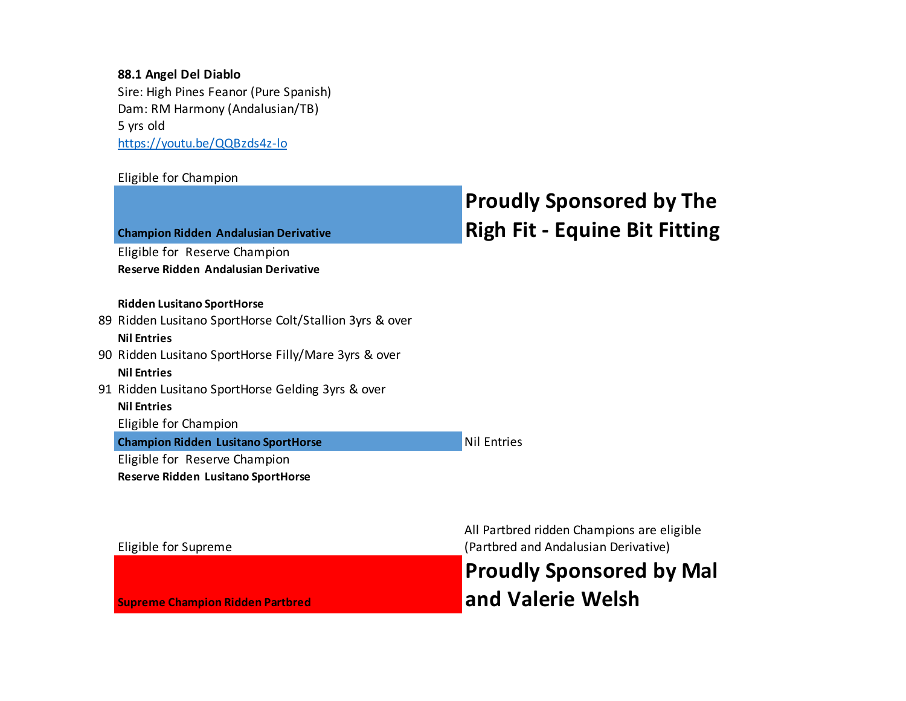**88.1 Angel Del Diablo**
Sire: High Pines Feanor (Pure Spanish)
Dam: RM Harmony (Andalusian/TB)
5 yrs old
https://youtu.be/QQBzds4z-lo

Eligible for Champion

**Champion Ridden Andalusian Derivative**

## Proudly Sponsored by The Righ Fit - Equine Bit Fitting

Eligible for Reserve Champion
**Reserve Ridden Andalusian Derivative**

**Ridden Lusitano SportHorse**

89 Ridden Lusitano SportHorse Colt/Stallion 3yrs & over
**Nil Entries**

90 Ridden Lusitano SportHorse Filly/Mare 3yrs & over
**Nil Entries**

91 Ridden Lusitano SportHorse Gelding 3yrs & over
**Nil Entries**

Eligible for Champion
**Champion Ridden Lusitano SportHorse** Nil Entries

Eligible for Reserve Champion
**Reserve Ridden Lusitano SportHorse**

Eligible for Supreme

All Partbred ridden Champions are eligible (Partbred and Andalusian Derivative)

**Supreme Champion Ridden Partbred**

## Proudly Sponsored by Mal and Valerie Welsh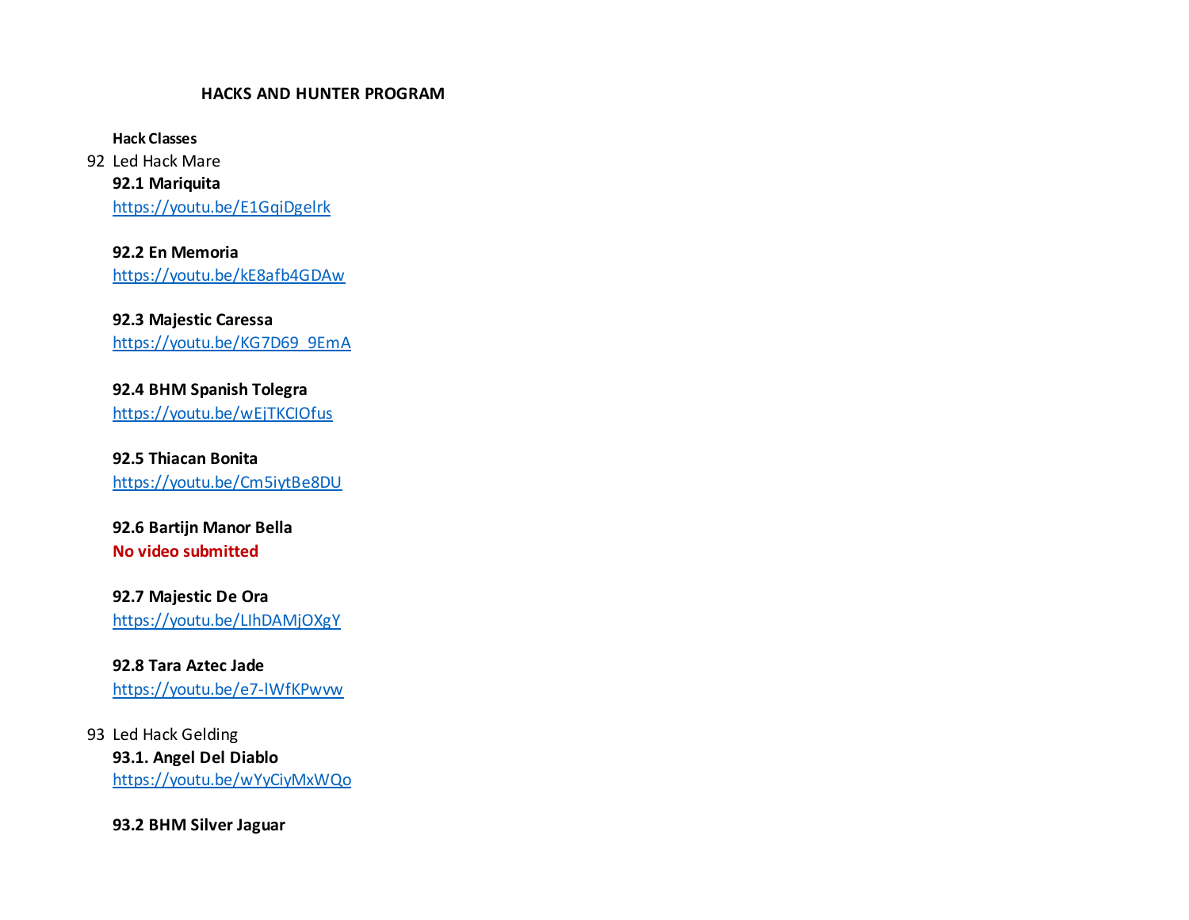# HACKS AND HUNTER PROGRAM

**Hack Classes**

92 Led Hack Mare

**92.1 Mariquita**
https://youtu.be/E1GqiDgelrk

**92.2 En Memoria**
https://youtu.be/kE8afb4GDAw

**92.3 Majestic Caressa**
https://youtu.be/KG7D69_9EmA

**92.4 BHM Spanish Tolegra**
https://youtu.be/wEjTKCIOfus

**92.5 Thiacan Bonita**
https://youtu.be/Cm5iytBe8DU

**92.6 Bartijn Manor Bella**
**No video submitted**

**92.7 Majestic De Ora**
https://youtu.be/LIhDAMjOXgY

**92.8 Tara Aztec Jade**
https://youtu.be/e7-lWfKPwvw

93 Led Hack Gelding

**93.1. Angel Del Diablo**
https://youtu.be/wYyCiyMxWQo

**93.2 BHM Silver Jaguar**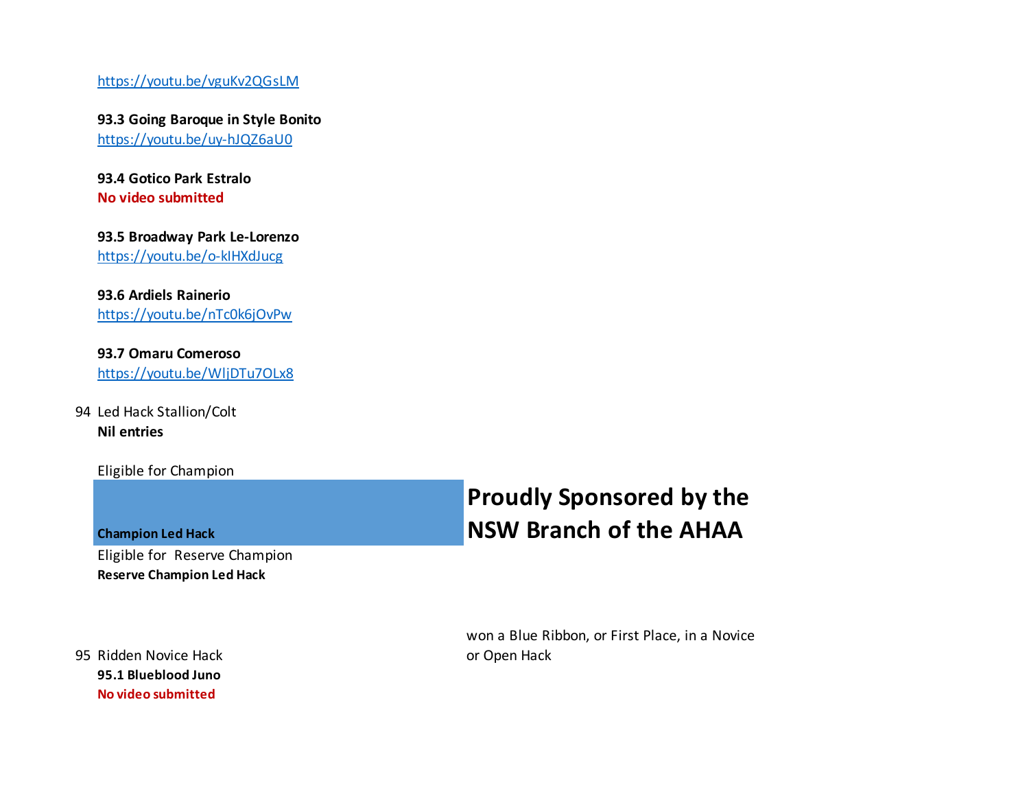https://youtu.be/vguKv2QGsLM

**93.3 Going Baroque in Style Bonito**
https://youtu.be/uy-hJQZ6aU0

**93.4 Gotico Park Estralo**
**No video submitted**

**93.5 Broadway Park Le-Lorenzo**
https://youtu.be/o-kIHXdJucg

**93.6 Ardiels Rainerio**
https://youtu.be/nTc0k6jOvPw

**93.7 Omaru Comeroso**
https://youtu.be/WIjDTu7OLx8

94 Led Hack Stallion/Colt
**Nil entries**

Eligible for Champion

**Champion Led Hack**

**Proudly Sponsored by the NSW Branch of the AHAA**

Eligible for Reserve Champion
**Reserve Champion Led Hack**

95 Ridden Novice Hack

won a Blue Ribbon, or First Place, in a Novice or Open Hack

**95.1 Blueblood Juno**
**No video submitted**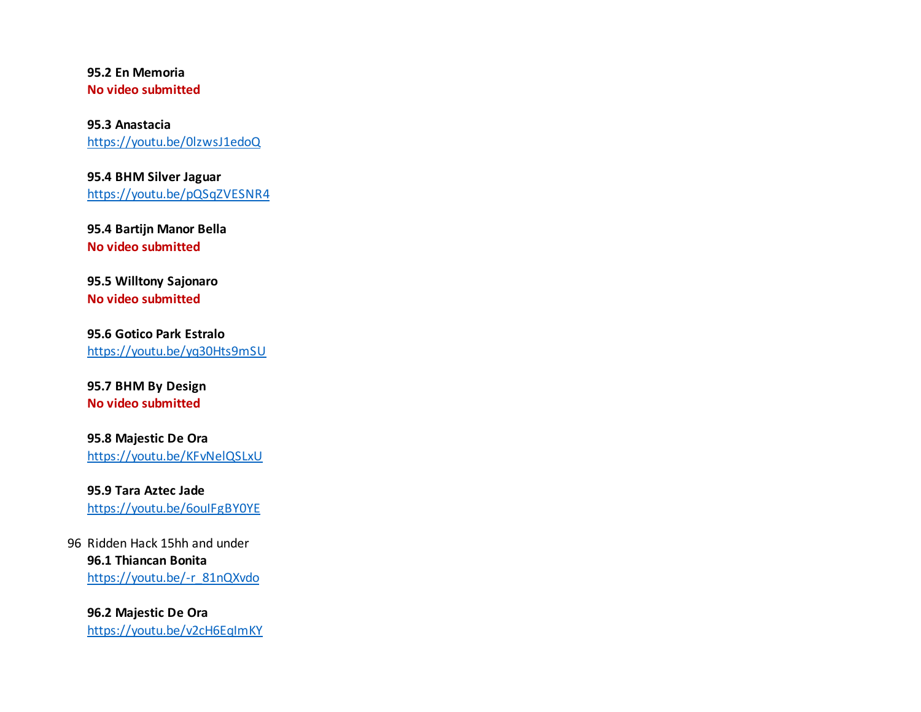**95.2 En Memoria**
**No video submitted**

**95.3 Anastacia**
https://youtu.be/0lzwsJ1edoQ

**95.4 BHM Silver Jaguar**
https://youtu.be/pQSqZVESNR4

**95.4 Bartijn Manor Bella**
**No video submitted**

**95.5 Willtony Sajonaro**
**No video submitted**

**95.6 Gotico Park Estralo**
https://youtu.be/yq30Hts9mSU

**95.7 BHM By Design**
**No video submitted**

**95.8 Majestic De Ora**
https://youtu.be/KFvNeIQSLxU

**95.9 Tara Aztec Jade**
https://youtu.be/6ouIFgBY0YE

96 Ridden Hack 15hh and under

**96.1 Thiancan Bonita**
https://youtu.be/-r_81nQXvdo

**96.2 Majestic De Ora**
https://youtu.be/v2cH6EqImKY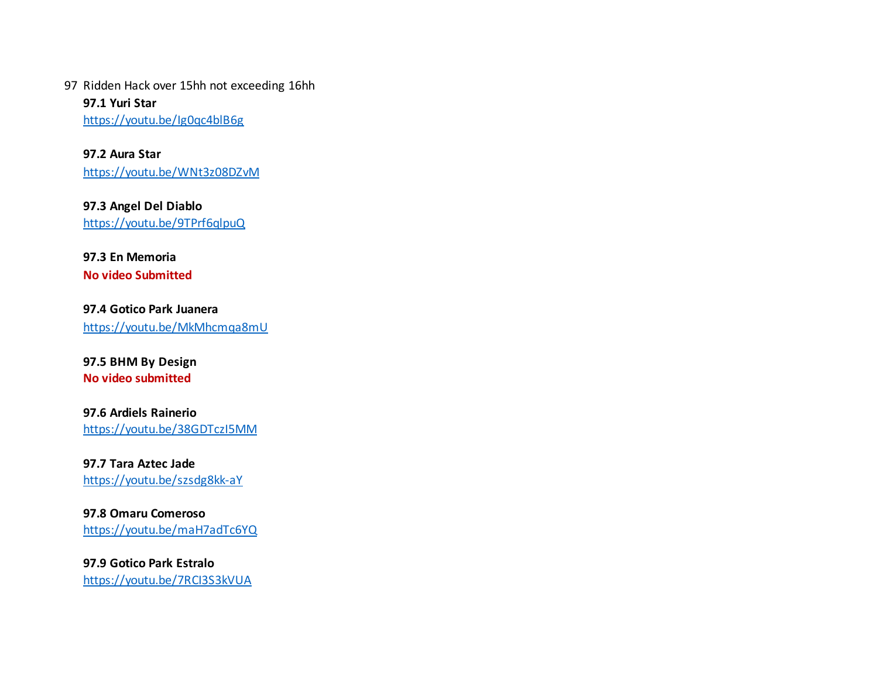97 Ridden Hack over 15hh not exceeding 16hh

**97.1 Yuri Star**
https://youtu.be/Ig0qc4blB6g

**97.2 Aura Star**
https://youtu.be/WNt3z08DZvM

**97.3 Angel Del Diablo**
https://youtu.be/9TPrf6qlpuQ

**97.3 En Memoria**
**No video Submitted**

**97.4 Gotico Park Juanera**
https://youtu.be/MkMhcmqa8mU

**97.5 BHM By Design**
**No video submitted**

**97.6 Ardiels Rainerio**
https://youtu.be/38GDTczI5MM

**97.7 Tara Aztec Jade**
https://youtu.be/szsdg8kk-aY

**97.8 Omaru Comeroso**
https://youtu.be/maH7adTc6YQ

**97.9 Gotico Park Estralo**
https://youtu.be/7RCI3S3kVUA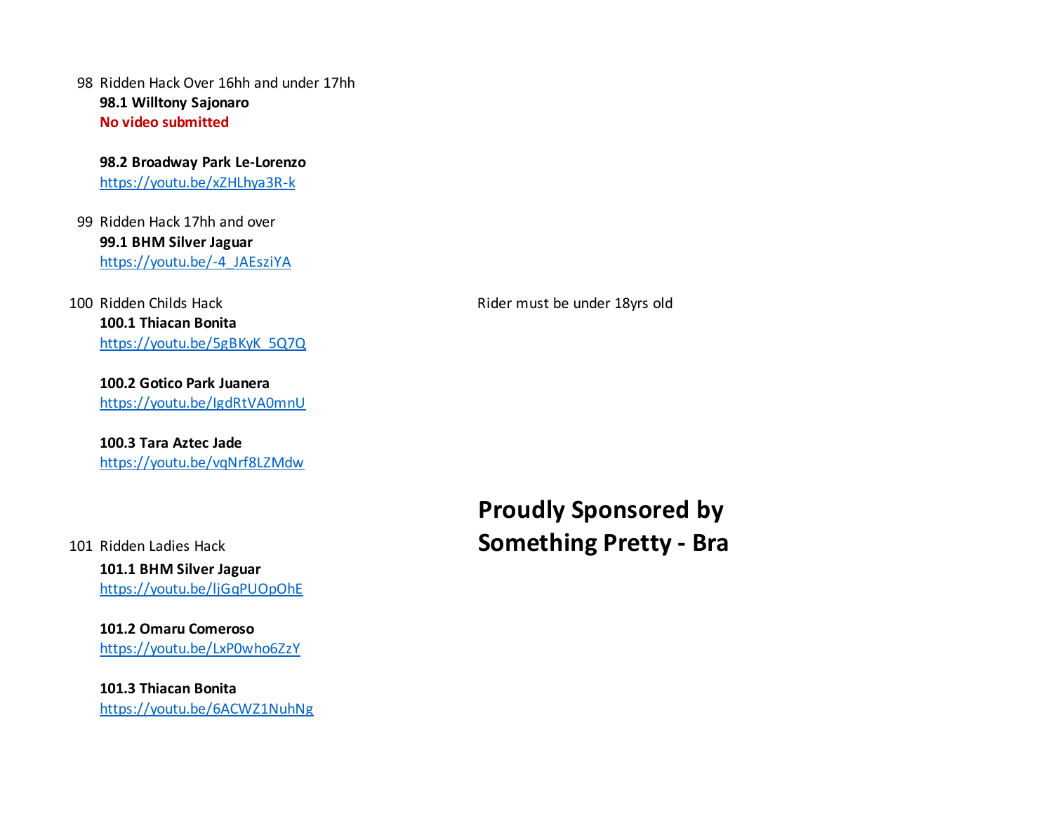98 Ridden Hack Over 16hh and under 17hh

**98.1 Willtony Sajonaro**
**No video submitted**

**98.2 Broadway Park Le-Lorenzo**
https://youtu.be/xZHLhya3R-k

99 Ridden Hack 17hh and over

**99.1 BHM Silver Jaguar**
https://youtu.be/-4_JAEsziYA

100 Ridden Childs Hack

Rider must be under 18yrs old

**100.1 Thiacan Bonita**
https://youtu.be/5gBKyK_5Q7Q

**100.2 Gotico Park Juanera**
https://youtu.be/IgdRtVA0mnU

**100.3 Tara Aztec Jade**
https://youtu.be/vqNrf8LZMdw

101 Ridden Ladies Hack

**Proudly Sponsored by Something Pretty - Bra**

**101.1 BHM Silver Jaguar**
https://youtu.be/IjGqPUOpOhE

**101.2 Omaru Comeroso**
https://youtu.be/LxP0who6ZzY

**101.3 Thiacan Bonita**
https://youtu.be/6ACWZ1NuhNg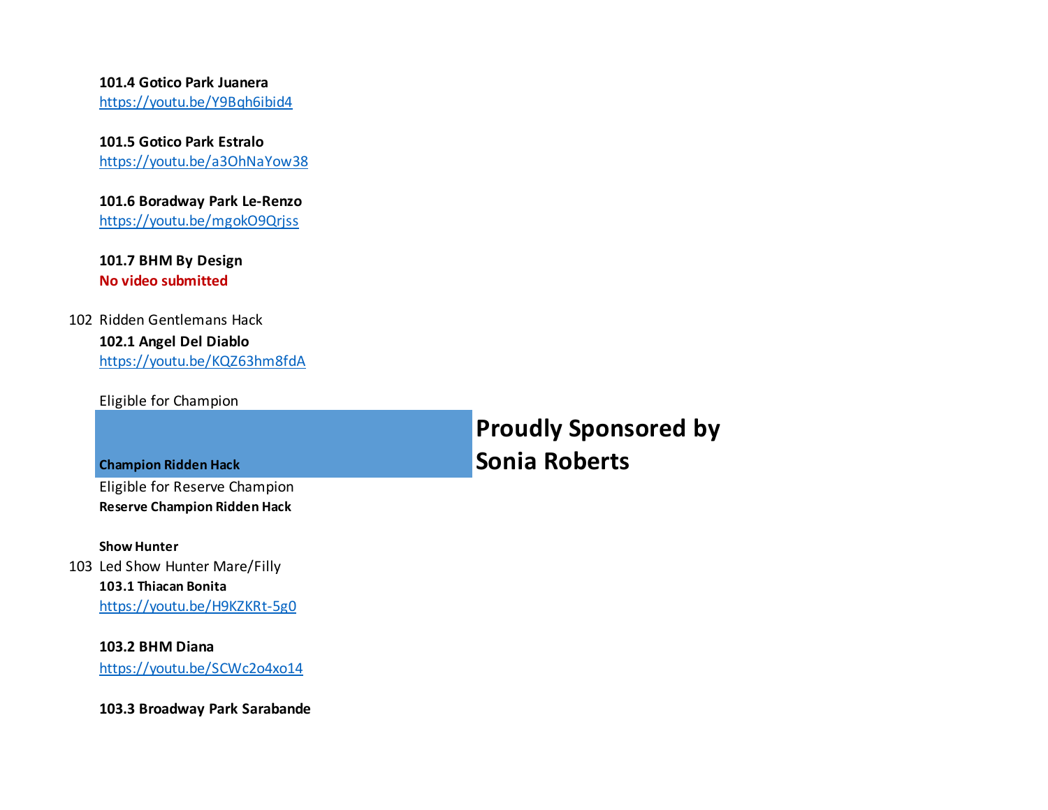**101.4 Gotico Park Juanera**
https://youtu.be/Y9Bqh6ibid4

**101.5 Gotico Park Estralo**
https://youtu.be/a3OhNaYow38

**101.6 Boradway Park Le-Renzo**
https://youtu.be/mgokO9Qrjss

**101.7 BHM By Design**
**No video submitted**

102 Ridden Gentlemans Hack

**102.1 Angel Del Diablo**
https://youtu.be/KQZ63hm8fdA

Eligible for Champion

**Champion Ridden Hack**

**Proudly Sponsored by Sonia Roberts**

Eligible for Reserve Champion

**Reserve Champion Ridden Hack**

**Show Hunter**

103 Led Show Hunter Mare/Filly

**103.1 Thiacan Bonita**
https://youtu.be/H9KZKRt-5g0

**103.2 BHM Diana**
https://youtu.be/SCWc2o4xo14

**103.3 Broadway Park Sarabande**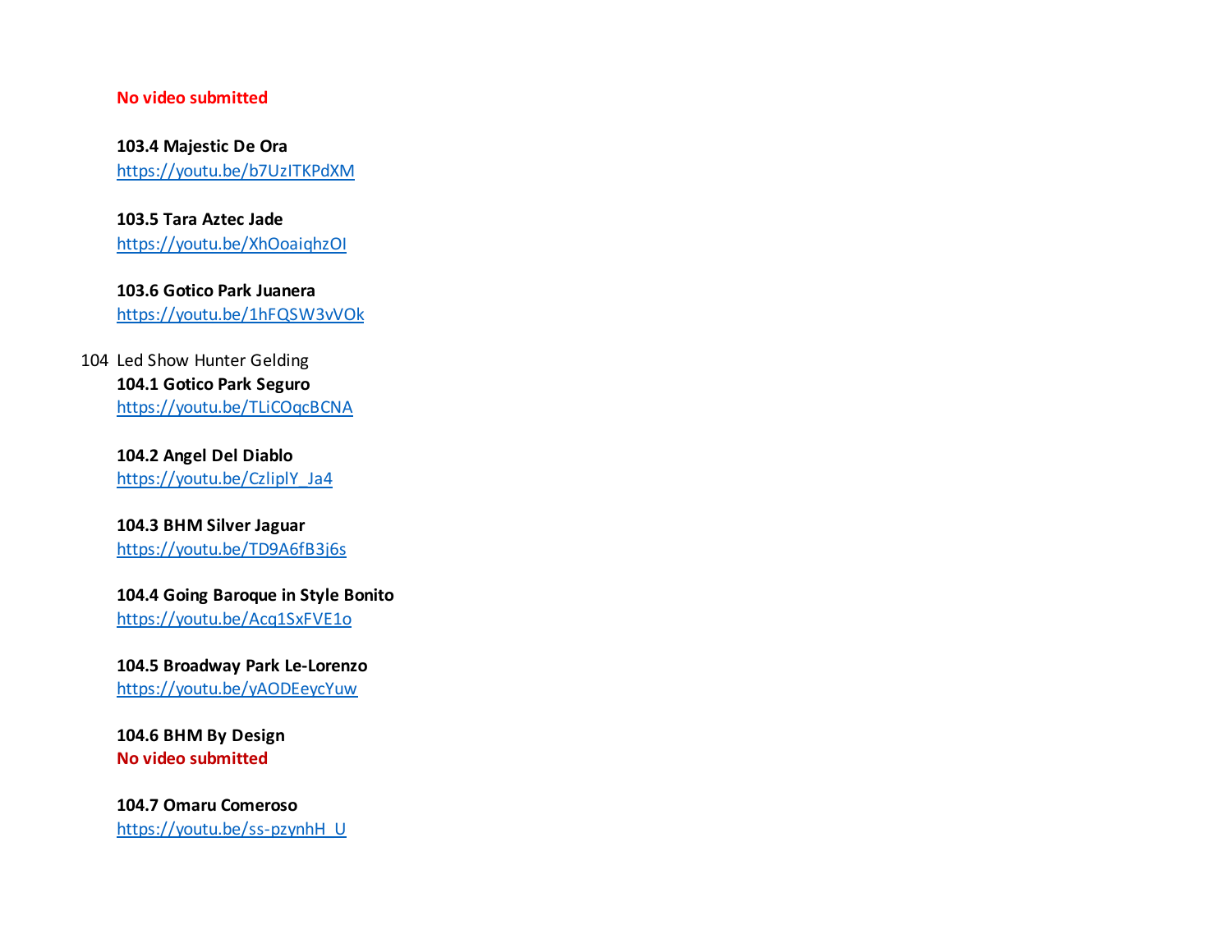**No video submitted**

**103.4 Majestic De Ora**
https://youtu.be/b7UzITKPdXM

**103.5 Tara Aztec Jade**
https://youtu.be/XhOoaiqhzOI

**103.6 Gotico Park Juanera**
https://youtu.be/1hFQSW3vVOk

104 Led Show Hunter Gelding

**104.1 Gotico Park Seguro**
https://youtu.be/TLiCOqcBCNA

**104.2 Angel Del Diablo**
https://youtu.be/CzliplY_Ja4

**104.3 BHM Silver Jaguar**
https://youtu.be/TD9A6fB3j6s

**104.4 Going Baroque in Style Bonito**
https://youtu.be/Acq1SxFVE1o

**104.5 Broadway Park Le-Lorenzo**
https://youtu.be/yAODEeycYuw

**104.6 BHM By Design**
**No video submitted**

**104.7 Omaru Comeroso**
https://youtu.be/ss-pzynhH_U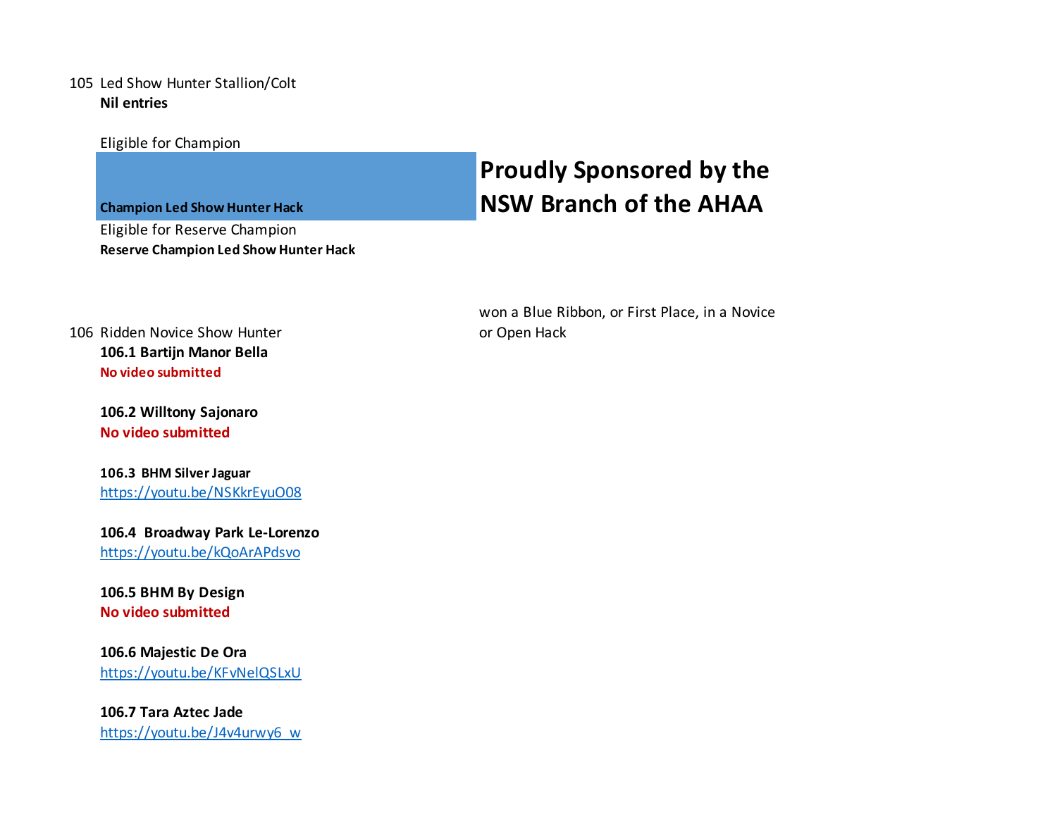105 Led Show Hunter Stallion/Colt

**Nil entries**

Eligible for Champion

**Champion Led Show Hunter Hack**

## Proudly Sponsored by the NSW Branch of the AHAA

Eligible for Reserve Champion

**Reserve Champion Led Show Hunter Hack**

106 Ridden Novice Show Hunter

won a Blue Ribbon, or First Place, in a Novice or Open Hack

**106.1 Bartijn Manor Bella**
**No video submitted**

**106.2 Willtony Sajonaro**
**No video submitted**

**106.3 BHM Silver Jaguar**
https://youtu.be/NSKkrEyuO08

**106.4 Broadway Park Le-Lorenzo**
https://youtu.be/kQoArAPdsvo

**106.5 BHM By Design**
**No video submitted**

**106.6 Majestic De Ora**
https://youtu.be/KFvNelQSLxU

**106.7 Tara Aztec Jade**
https://youtu.be/J4v4urwy6_w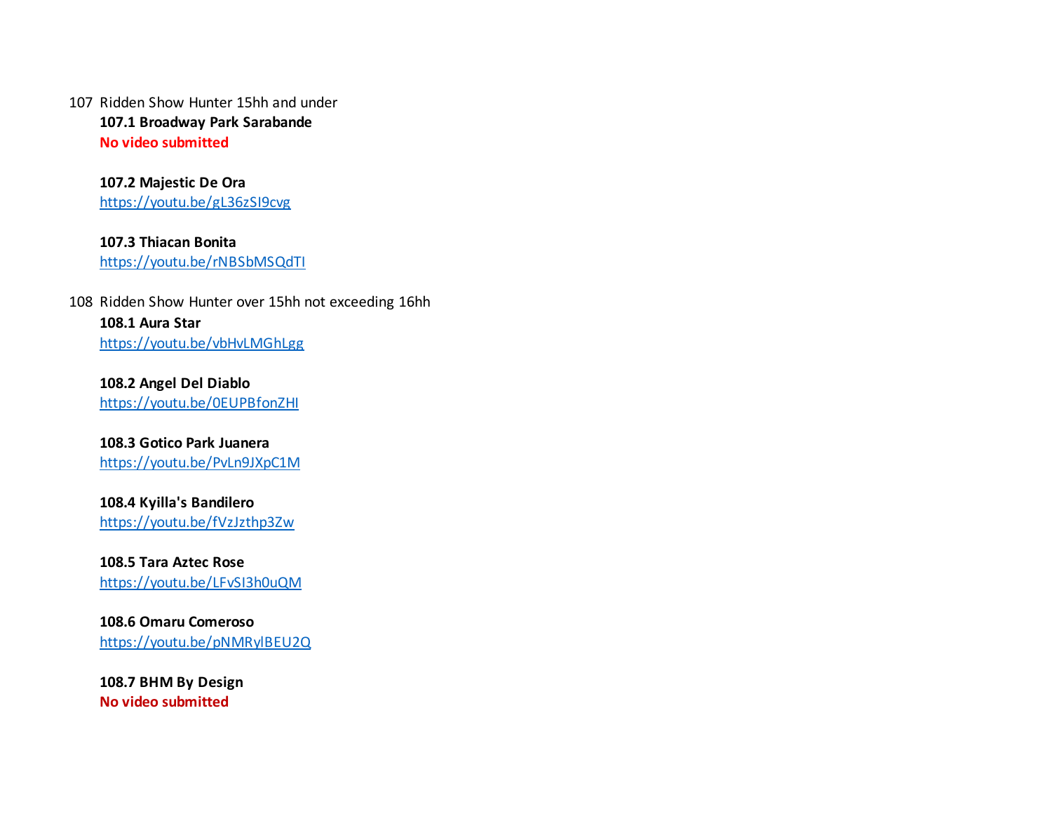107 Ridden Show Hunter 15hh and under

**107.1 Broadway Park Sarabande**
**No video submitted**

**107.2 Majestic De Ora**
https://youtu.be/gL36zSI9cvg

**107.3 Thiacan Bonita**
https://youtu.be/rNBSbMSQdTI

108 Ridden Show Hunter over 15hh not exceeding 16hh

**108.1 Aura Star**
https://youtu.be/vbHvLMGhLgg

**108.2 Angel Del Diablo**
https://youtu.be/0EUPBfonZHI

**108.3 Gotico Park Juanera**
https://youtu.be/PvLn9JXpC1M

**108.4 Kyilla's Bandilero**
https://youtu.be/fVzJzthp3Zw

**108.5 Tara Aztec Rose**
https://youtu.be/LFvSI3h0uQM

**108.6 Omaru Comeroso**
https://youtu.be/pNMRylBEU2Q

**108.7 BHM By Design**
**No video submitted**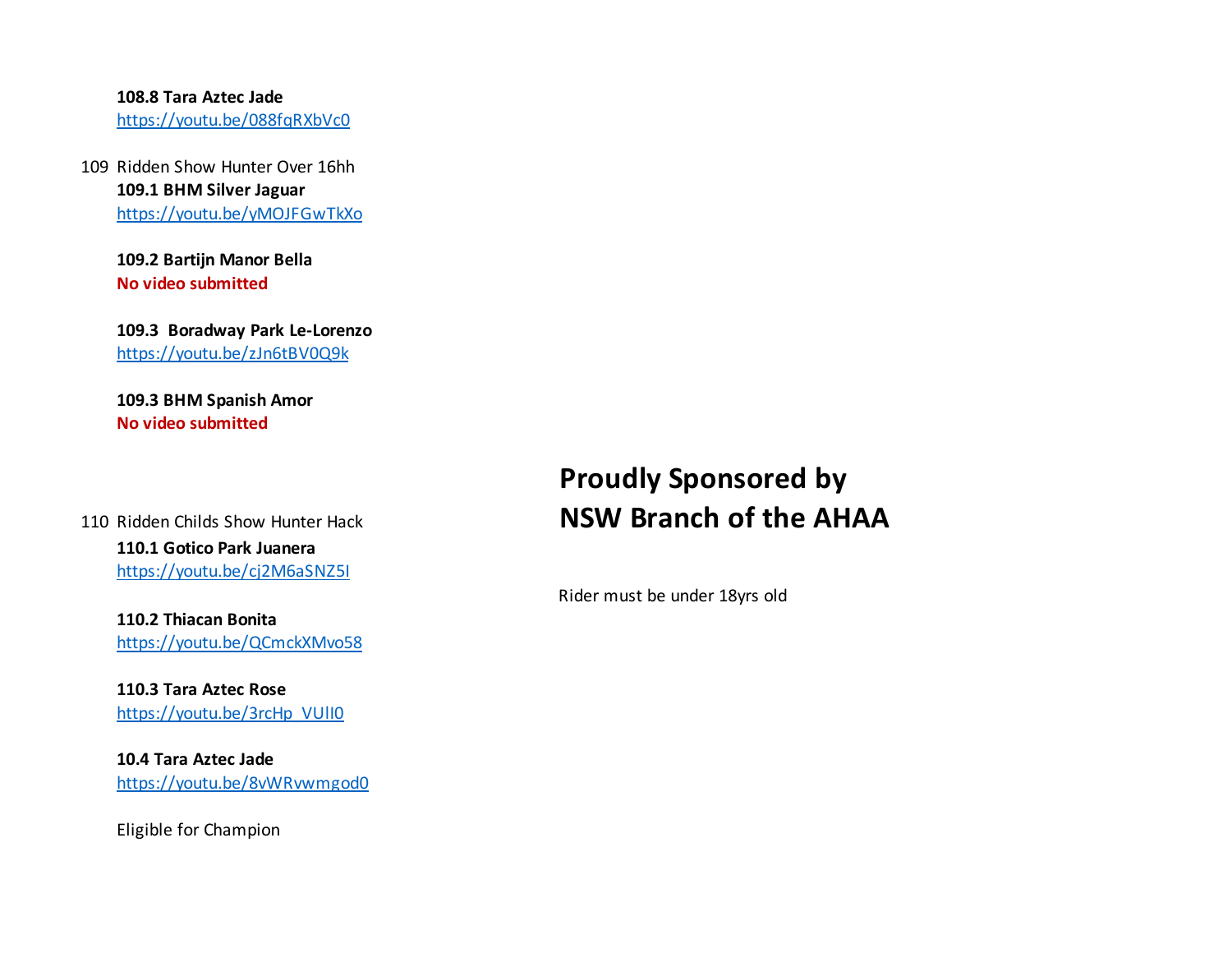**108.8 Tara Aztec Jade**
https://youtu.be/088fqRXbVc0

109 Ridden Show Hunter Over 16hh

**109.1 BHM Silver Jaguar**
https://youtu.be/yMOJFGwTkXo

**109.2 Bartijn Manor Bella**
**No video submitted**

**109.3 Boradway Park Le-Lorenzo**
https://youtu.be/zJn6tBV0Q9k

**109.3 BHM Spanish Amor**
**No video submitted**

110 Ridden Childs Show Hunter Hack

**Proudly Sponsored by**
**NSW Branch of the AHAA**

Rider must be under 18yrs old

**110.1 Gotico Park Juanera**
https://youtu.be/cj2M6aSNZ5I

**110.2 Thiacan Bonita**
https://youtu.be/QCmckXMvo58

**110.3 Tara Aztec Rose**
https://youtu.be/3rcHp_VUlI0

**10.4 Tara Aztec Jade**
https://youtu.be/8vWRvwmgod0

Eligible for Champion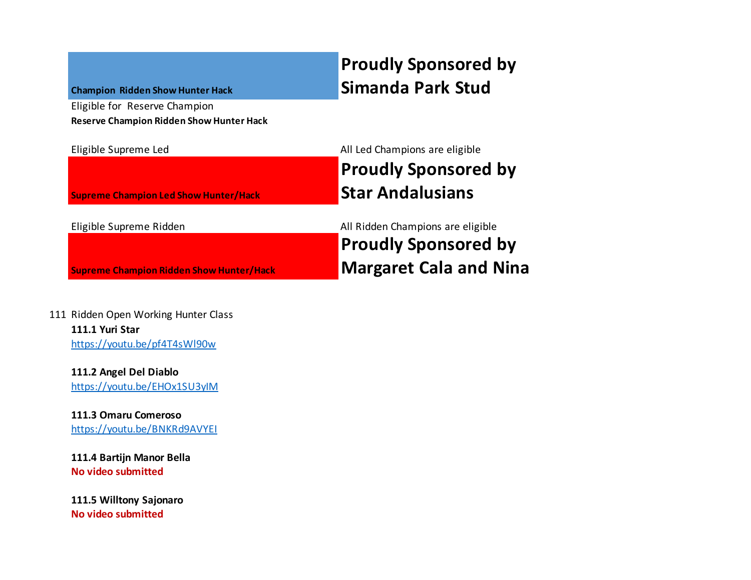**Champion Ridden Show Hunter Hack**

**Proudly Sponsored by Simanda Park Stud**

Eligible for Reserve Champion

**Reserve Champion Ridden Show Hunter Hack**

Eligible Supreme Led

All Led Champions are eligible

**Supreme Champion Led Show Hunter/Hack**

**Proudly Sponsored by Star Andalusians**

Eligible Supreme Ridden

All Ridden Champions are eligible

**Supreme Champion Ridden Show Hunter/Hack**

**Proudly Sponsored by Margaret Cala and Nina**

111 Ridden Open Working Hunter Class

**111.1 Yuri Star**
https://youtu.be/pf4T4sWl90w

**111.2 Angel Del Diablo**
https://youtu.be/EHOx1SU3yIM

**111.3 Omaru Comeroso**
https://youtu.be/BNKRd9AVYEI

**111.4 Bartijn Manor Bella**
**No video submitted**

**111.5 Willtony Sajonaro**
**No video submitted**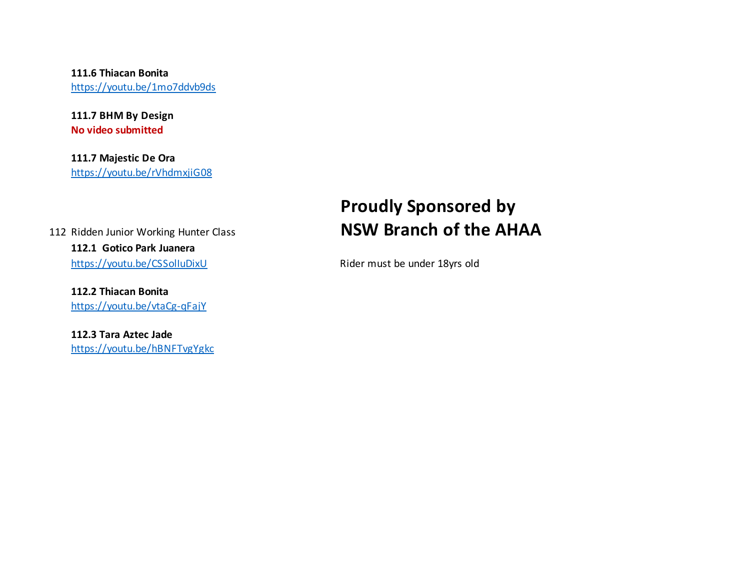**111.6 Thiacan Bonita**
https://youtu.be/1mo7ddvb9ds

**111.7 BHM By Design**
**No video submitted**

**111.7 Majestic De Ora**
https://youtu.be/rVhdmxjiG08

# Proudly Sponsored by NSW Branch of the AHAA

112 Ridden Junior Working Hunter Class

Rider must be under 18yrs old

**112.1 Gotico Park Juanera**
https://youtu.be/CSSolIuDixU

**112.2 Thiacan Bonita**
https://youtu.be/vtaCg-qFajY

**112.3 Tara Aztec Jade**
https://youtu.be/hBNFTvgYgkc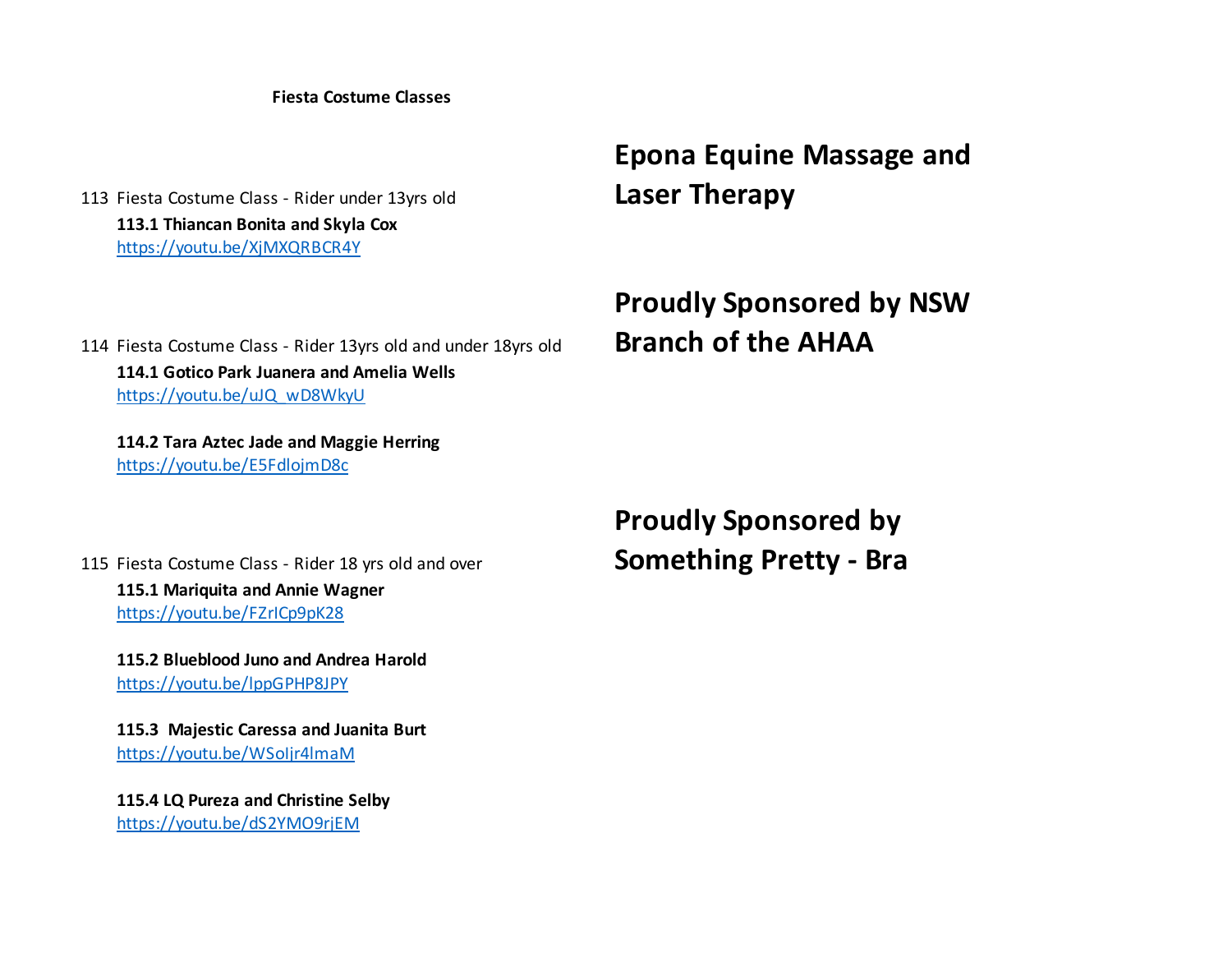**Fiesta Costume Classes**

113 Fiesta Costume Class - Rider under 13yrs old

**Epona Equine Massage and Laser Therapy**

**113.1 Thiancan Bonita and Skyla Cox**
https://youtu.be/XjMXQRBCR4Y

114 Fiesta Costume Class - Rider 13yrs old and under 18yrs old

**Proudly Sponsored by NSW Branch of the AHAA**

**114.1 Gotico Park Juanera and Amelia Wells**
https://youtu.be/uJQ_wD8WkyU

**114.2 Tara Aztec Jade and Maggie Herring**
https://youtu.be/E5FdlojmD8c

115 Fiesta Costume Class - Rider 18 yrs old and over

**Proudly Sponsored by Something Pretty - Bra**

**115.1 Mariquita and Annie Wagner**
https://youtu.be/FZrICp9pK28

**115.2 Blueblood Juno and Andrea Harold**
https://youtu.be/lppGPHP8JPY

**115.3 Majestic Caressa and Juanita Burt**
https://youtu.be/WSoIjr4lmaM

**115.4 LQ Pureza and Christine Selby**
https://youtu.be/dS2YMO9rjEM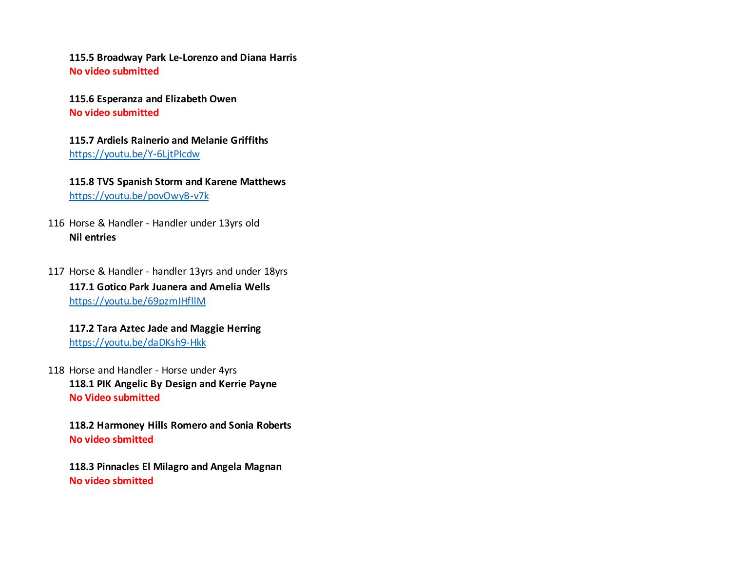**115.5 Broadway Park Le-Lorenzo and Diana Harris**
**No video submitted**

**115.6 Esperanza and Elizabeth Owen**
**No video submitted**

**115.7 Ardiels Rainerio and Melanie Griffiths**
https://youtu.be/Y-6LjtPIcdw

**115.8 TVS Spanish Storm and Karene Matthews**
https://youtu.be/povOwyB-v7k

116 Horse & Handler - Handler under 13yrs old
**Nil entries**

117 Horse & Handler - handler 13yrs and under 18yrs
**117.1 Gotico Park Juanera and Amelia Wells**
https://youtu.be/69pzmIHfllM

**117.2 Tara Aztec Jade and Maggie Herring**
https://youtu.be/daDKsh9-Hkk

118 Horse and Handler - Horse under 4yrs
**118.1 PIK Angelic By Design and Kerrie Payne**
**No Video submitted**

**118.2 Harmoney Hills Romero and Sonia Roberts**
**No video sbmitted**

**118.3 Pinnacles El Milagro and Angela Magnan**
**No video sbmitted**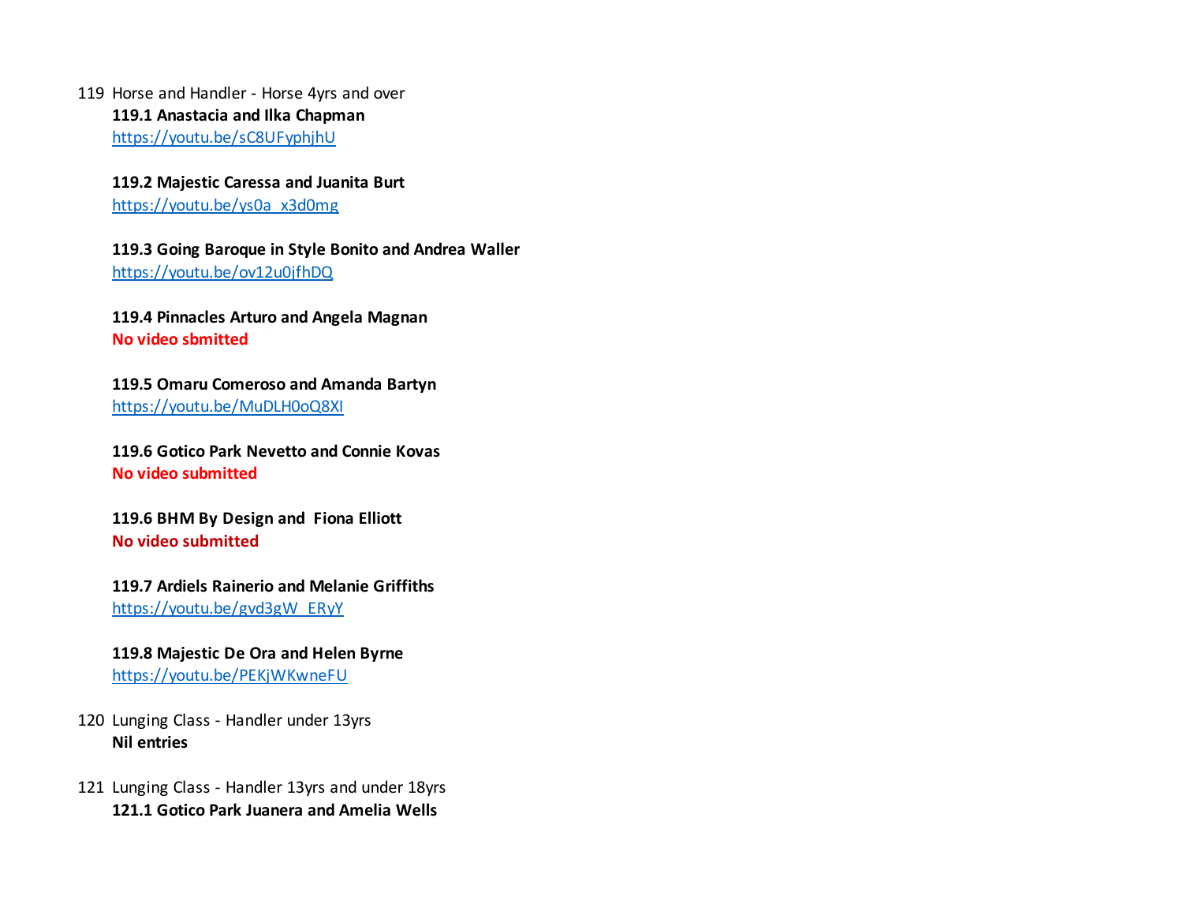119 Horse and Handler - Horse 4yrs and over

**119.1 Anastacia and Ilka Chapman**
https://youtu.be/sC8UFyphjhU

**119.2 Majestic Caressa and Juanita Burt**
https://youtu.be/ys0a_x3d0mg

**119.3 Going Baroque in Style Bonito and Andrea Waller**
https://youtu.be/ov12u0jfhDQ

**119.4 Pinnacles Arturo and Angela Magnan**
**No video sbmitted**

**119.5 Omaru Comeroso and Amanda Bartyn**
https://youtu.be/MuDLH0oQ8XI

**119.6 Gotico Park Nevetto and Connie Kovas**
**No video submitted**

**119.6 BHM By Design and Fiona Elliott**
**No video submitted**

**119.7 Ardiels Rainerio and Melanie Griffiths**
https://youtu.be/gvd3gW_ERyY

**119.8 Majestic De Ora and Helen Byrne**
https://youtu.be/PEKjWKwneFU

120 Lunging Class - Handler under 13yrs

**Nil entries**

121 Lunging Class - Handler 13yrs and under 18yrs

**121.1 Gotico Park Juanera and Amelia Wells**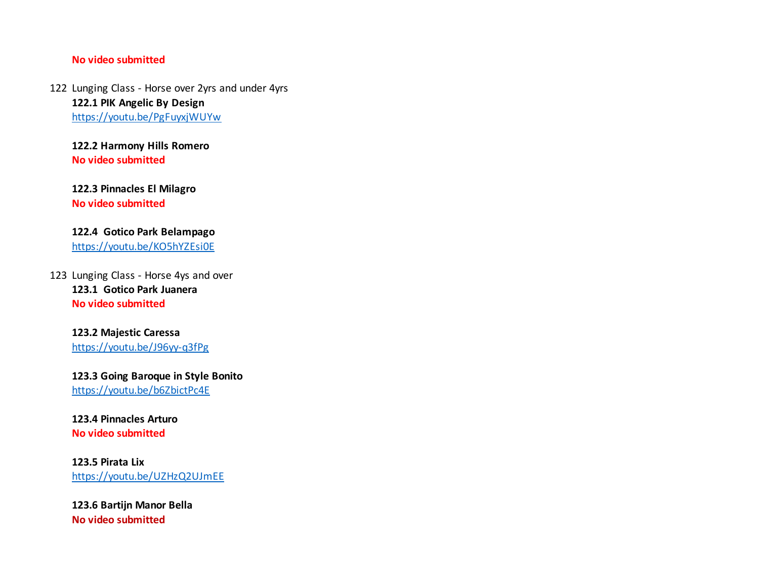**No video submitted**

122 Lunging Class - Horse over 2yrs and under 4yrs

**122.1 PIK Angelic By Design**
https://youtu.be/PgFuyxjWUYw

**122.2 Harmony Hills Romero**
**No video submitted**

**122.3 Pinnacles El Milagro**
**No video submitted**

**122.4 Gotico Park Belampago**
https://youtu.be/KO5hYZEsi0E

123 Lunging Class - Horse 4ys and over

**123.1 Gotico Park Juanera**
**No video submitted**

**123.2 Majestic Caressa**
https://youtu.be/J96yy-q3fPg

**123.3 Going Baroque in Style Bonito**
https://youtu.be/b6ZbictPc4E

**123.4 Pinnacles Arturo**
**No video submitted**

**123.5 Pirata Lix**
https://youtu.be/UZHzQ2UJmEE

**123.6 Bartijn Manor Bella**
**No video submitted**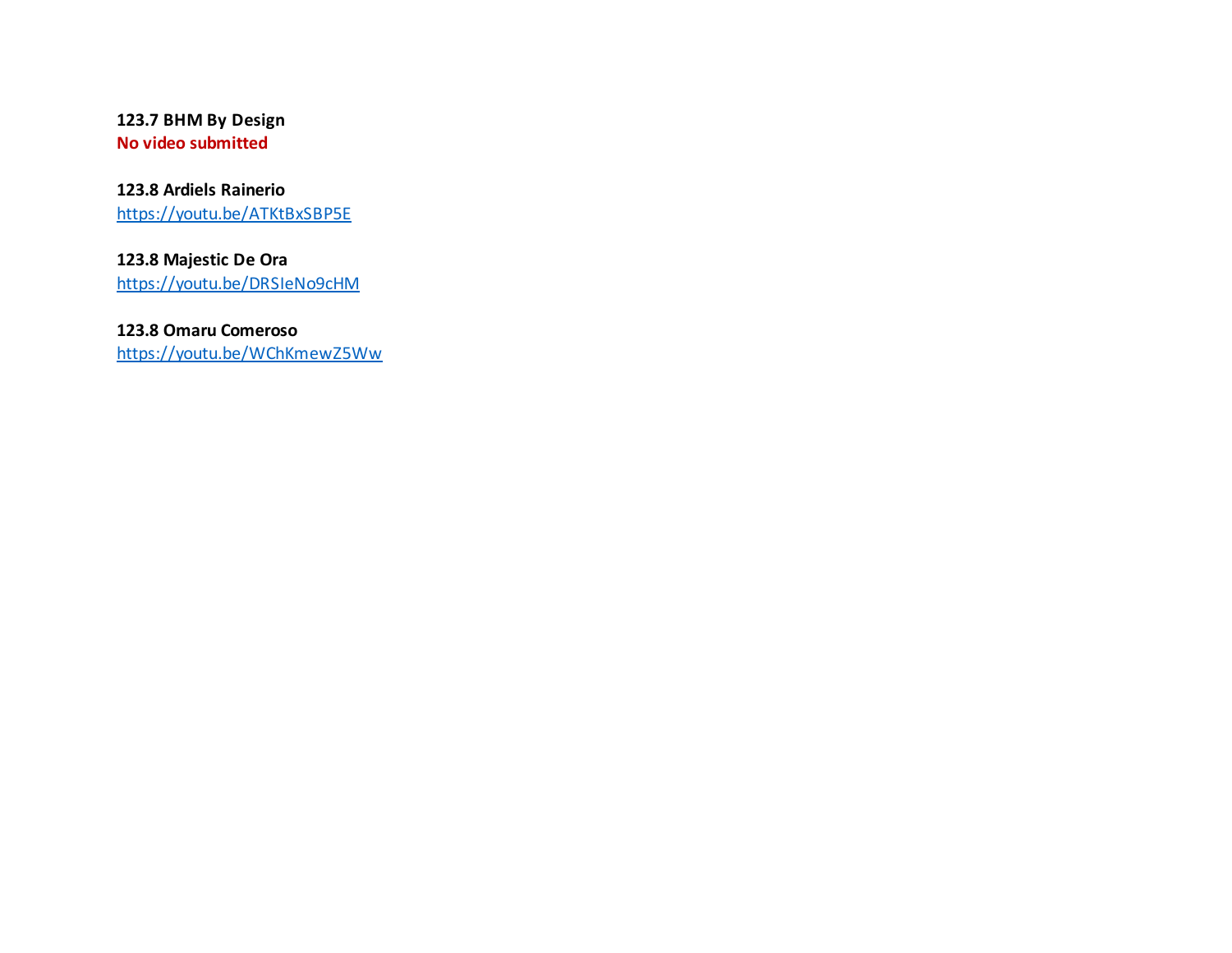**123.7 BHM By Design**
**No video submitted**

**123.8 Ardiels Rainerio**
https://youtu.be/ATKtBxSBP5E

**123.8 Majestic De Ora**
https://youtu.be/DRSIeNo9cHM

**123.8 Omaru Comeroso**
https://youtu.be/WChKmewZ5Ww